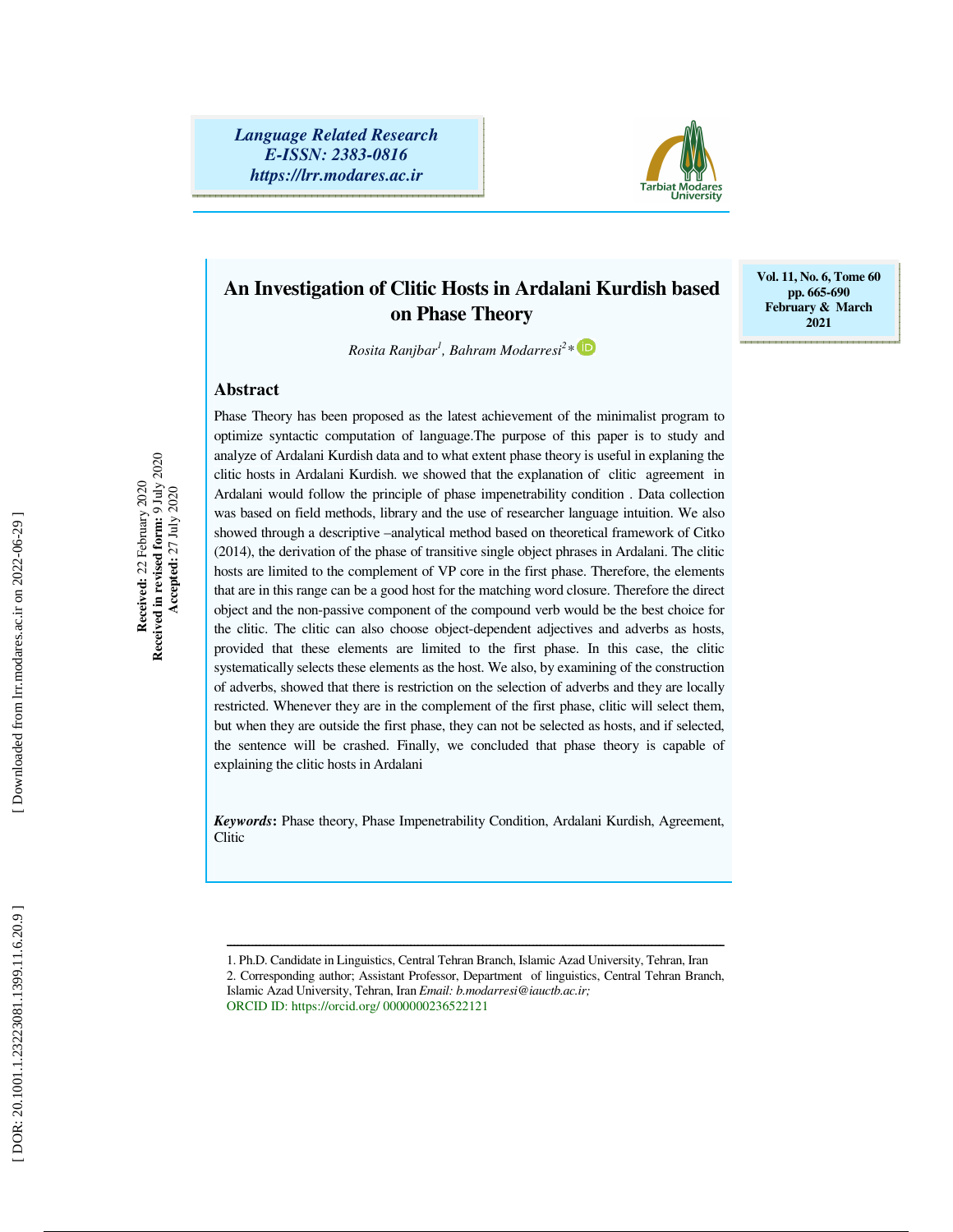Language Related Research
E-ISSN: 2383-0816
https://lrr.modares.ac.ir

Vol. 11, No. 6, Tome 60
pp. 665-690
February & March 2021

# An Investigation of Clitic Hosts in Ardalani Kurdish based on Phase Theory

*Rosita Ranjbar*[1], *Bahram Modarresi*[2]*

**Received:** 22 February 2020
**Received in revised form:** 9 July 2020
**Accepted:** 27 July 2020

## Abstract

Phase Theory has been proposed as the latest achievement of the minimalist program to optimize syntactic computation of language.The purpose of this paper is to study and analyze of Ardalani Kurdish data and to what extent phase theory is useful in explaning the clitic hosts in Ardalani Kurdish. we showed that the explanation of clitic agreement in Ardalani would follow the principle of phase impenetrability condition . Data collection was based on field methods, library and the use of researcher language intuition. We also showed through a descriptive –analytical method based on theoretical framework of Citko (2014), the derivation of the phase of transitive single object phrases in Ardalani. The clitic hosts are limited to the complement of VP core in the first phase. Therefore, the elements that are in this range can be a good host for the matching word closure. Therefore the direct object and the non-passive component of the compound verb would be the best choice for the clitic. The clitic can also choose object-dependent adjectives and adverbs as hosts, provided that these elements are limited to the first phase. In this case, the clitic systematically selects these elements as the host. We also, by examining of the construction of adverbs, showed that there is restriction on the selection of adverbs and they are locally restricted. Whenever they are in the complement of the first phase, clitic will select them, but when they are outside the first phase, they can not be selected as hosts, and if selected, the sentence will be crashed. Finally, we concluded that phase theory is capable of explaining the clitic hosts in Ardalani

***Keywords*:** Phase theory, Phase Impenetrability Condition, Ardalani Kurdish, Agreement, Clitic

---

1. Ph.D. Candidate in Linguistics, Central Tehran Branch, Islamic Azad University, Tehran, Iran
2. Corresponding author; Assistant Professor, Department of linguistics, Central Tehran Branch, Islamic Azad University, Tehran, Iran *Email: b.modarresi@iauctb.ac.ir;*
ORCID ID: https://orcid.org/ 0000000236522121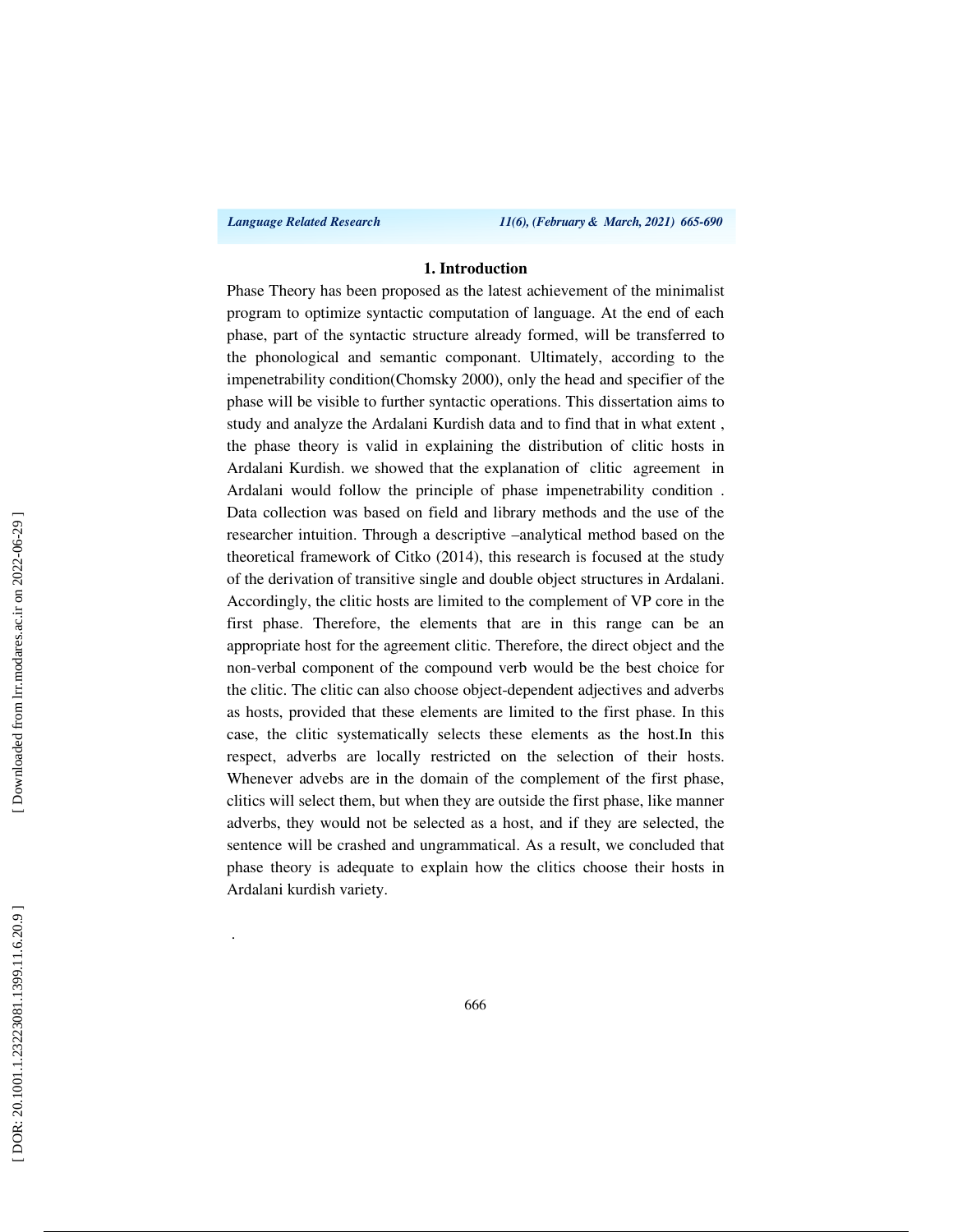## 1. Introduction

Phase Theory has been proposed as the latest achievement of the minimalist program to optimize syntactic computation of language. At the end of each phase, part of the syntactic structure already formed, will be transferred to the phonological and semantic componant. Ultimately, according to the impenetrability condition(Chomsky 2000), only the head and specifier of the phase will be visible to further syntactic operations. This dissertation aims to study and analyze the Ardalani Kurdish data and to find that in what extent , the phase theory is valid in explaining the distribution of clitic hosts in Ardalani Kurdish. we showed that the explanation of clitic agreement in Ardalani would follow the principle of phase impenetrability condition . Data collection was based on field and library methods and the use of the researcher intuition. Through a descriptive –analytical method based on the theoretical framework of Citko (2014), this research is focused at the study of the derivation of transitive single and double object structures in Ardalani. Accordingly, the clitic hosts are limited to the complement of VP core in the first phase. Therefore, the elements that are in this range can be an appropriate host for the agreement clitic. Therefore, the direct object and the non-verbal component of the compound verb would be the best choice for the clitic. The clitic can also choose object-dependent adjectives and adverbs as hosts, provided that these elements are limited to the first phase. In this case, the clitic systematically selects these elements as the host.In this respect, adverbs are locally restricted on the selection of their hosts. Whenever advebs are in the domain of the complement of the first phase, clitics will select them, but when they are outside the first phase, like manner adverbs, they would not be selected as a host, and if they are selected, the sentence will be crashed and ungrammatical. As a result, we concluded that phase theory is adequate to explain how the clitics choose their hosts in Ardalani kurdish variety.

.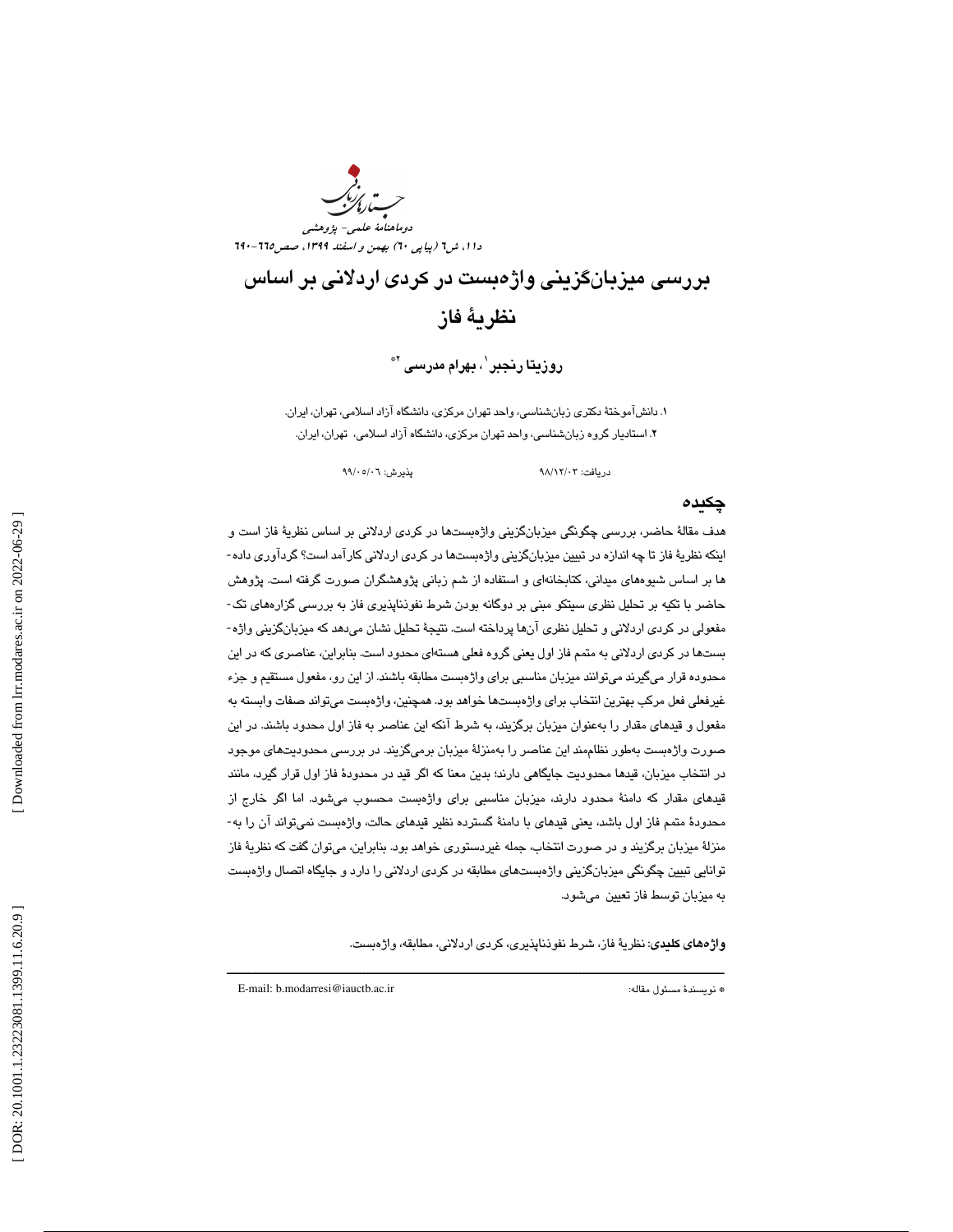# بررسی میزبان‌گزینی واژه‌بست در کردی اردلانی بر اساس نظریۀ فاز

**روزیتا رنجبر**[1]**، بهرام مدرسی**[2]*

۱. دانش‌آموختۀ دکتری زبان‌شناسی، واحد تهران مرکزی، دانشگاه آزاد اسلامی، تهران، ایران.

۲. استادیار گروه زبان‌شناسی، واحد تهران مرکزی، دانشگاه آزاد اسلامی، تهران، ایران.

دریافت: ۹۸/۱۲/۰۳ پذیرش: ۹۹/۰۵/۰۶

## چکیده

هدف مقالۀ حاضر، بررسی چگونگی میزبان‌گزینی واژه‌بست‌ها در کردی اردلانی بر اساس نظریۀ فاز است و اینکه نظریۀ فاز تا چه اندازه در تبیین میزبان‌گزینی واژه‌بست‌ها در کردی اردلانی کارآمد است؟ گردآوری داده‌ها بر اساس شیوه‌های میدانی، کتابخانه‌ای و استفاده از شم زبانی پژوهشگران صورت گرفته است. پژوهش حاضر با تکیه بر تحلیل نظری سیتکو مبنی بر دوگانه بودن شرط نفوذناپذیری فاز به بررسی گزاره‌های تک‌مفعولی در کردی اردلانی و تحلیل نظری آن‌ها پرداخته است. نتیجۀ تحلیل نشان می‌دهد که میزبان‌گزینی واژه‌بست‌ها در کردی اردلانی به متمم فاز اول یعنی گروه فعلی هسته‌ای محدود است. بنابراین، عناصری که در این محدوده قرار می‌گیرند می‌توانند میزبان مناسبی برای واژه‌بست مطابقه باشند. از این رو، مفعول مستقیم و جزء غیرفعلی فعل مرکب بهترین انتخاب برای واژه‌بست‌ها خواهد بود. همچنین، واژه‌بست می‌تواند صفات وابسته به مفعول و قیدهای مقدار را به‌عنوان میزبان برگزیند، به شرط آنکه این عناصر به فاز اول محدود باشند. در این صورت واژه‌بست به‌طور نظام‌مند این عناصر را به‌منزلۀ میزبان برمی‌گزیند. در بررسی محدودیت‌های موجود در انتخاب میزبان، قیدها محدودیت جایگاهی دارند؛ بدین معنا که اگر قید در محدودۀ فاز اول قرار گیرد، مانند قیدهای مقدار که دامنۀ محدود دارند، میزبان مناسبی برای واژه‌بست محسوب می‌شود. اما اگر خارج از محدودۀ متمم فاز اول باشد، یعنی قیدهای با دامنۀ گسترده نظیر قیدهای حالت، واژه‌بست نمی‌تواند آن را به‌منزلۀ میزبان برگزیند و در صورت انتخاب، جمله غیردستوری خواهد بود. بنابراین، می‌توان گفت که نظریۀ فاز توانایی تبیین چگونگی میزبان‌گزینی واژه‌بست‌های مطابقه در کردی اردلانی را دارد و جایگاه اتصال واژه‌بست به میزبان توسط فاز تعیین می‌شود.

**واژه‌های کلیدی**: نظریۀ فاز، شرط نفوذناپذیری، کردی اردلانی، مطابقه، واژه‌بست.

---

* نویسندۀ مسئول مقاله: E-mail: b.modarresi@iauctb.ac.ir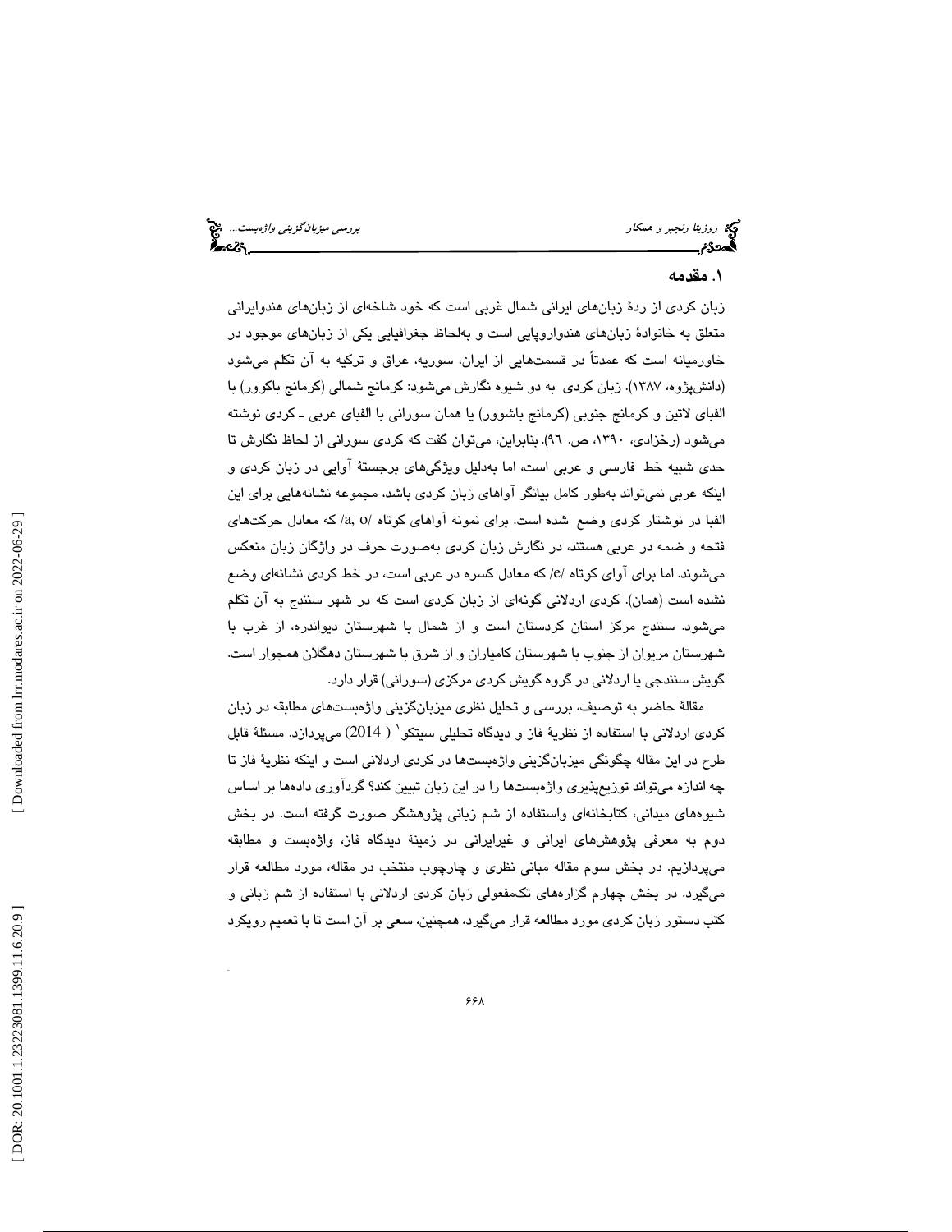## ۱. مقدمه

زبان کردی از ردهٔ زبان‌های ایرانی شمال غربی است که خود شاخه‌ای از زبان‌های هندوایرانی متعلق به خانوادهٔ زبان‌های هندواروپایی است و به‌لحاظ جغرافیایی یکی از زبان‌های موجود در خاورمیانه است که عمدتاً در قسمت‌هایی از ایران، سوریه، عراق و ترکیه به آن تکلم می‌شود (دانش‌پژوه، ۱۳۸۷). زبان کردی به دو شیوه نگارش می‌شود: کرمانج شمالی (کرمانج باکوور) با الفبای لاتین و کرمانج جنوبی (کرمانج باشوور) یا همان سورانی با الفبای عربی ـ کردی نوشته می‌شود (رخزادی، ۱۳۹۰، ص. ۹۶). بنابراین، می‌توان گفت که کردی سورانی از لحاظ نگارش تا حدی شبیه خط فارسی و عربی است، اما به‌دلیل ویژگی‌های برجستهٔ آوایی در زبان کردی و اینکه عربی نمی‌تواند به‌طور کامل بیانگر آواهای زبان کردی باشد، مجموعه نشانه‌هایی برای این الفبا در نوشتار کردی وضع شده است. برای نمونه آواهای کوتاه /a, o/ که معادل حرکت‌های فتحه و ضمه در عربی هستند، در نگارش زبان کردی به‌صورت حرف در واژگان زبان منعکس می‌شوند. اما برای آوای کوتاه /e/ که معادل کسره در عربی است، در خط کردی نشانه‌ای وضع نشده است (همان). کردی اردلانی گونه‌ای از زبان کردی است که در شهر سنندج به آن تکلم می‌شود. سنندج مرکز استان کردستان است و از شمال با شهرستان دیواندره، از غرب با شهرستان مریوان از جنوب با شهرستان کامیاران و از شرق با شهرستان دهگلان همجوار است. گویش سنندجی یا اردلانی در گروه گویش کردی مرکزی (سورانی) قرار دارد.

مقالهٔ حاضر به توصیف، بررسی و تحلیل نظری میزبان‌گزینی واژه‌بست‌های مطابقه در زبان کردی اردلانی با استفاده از نظریهٔ فاز و دیدگاه تحلیلی سیتکو[1] (2014) می‌پردازد. مسئلهٔ قابل طرح در این مقاله چگونگی میزبان‌گزینی واژه‌بست‌ها در کردی اردلانی است و اینکه نظریهٔ فاز تا چه اندازه می‌تواند توزیع‌پذیری واژه‌بست‌ها را در این زبان تبیین کند؟ گردآوری داده‌ها بر اساس شیوه‌های میدانی، کتابخانه‌ای واستفاده از شم زبانی پژوهشگر صورت گرفته است. در بخش دوم به معرفی پژوهش‌های ایرانی و غیرایرانی در زمینهٔ دیدگاه فاز، واژه‌بست و مطابقه می‌پردازیم. در بخش سوم مقاله مبانی نظری و چارچوب منتخب در مقاله، مورد مطالعه قرار می‌گیرد. در بخش چهارم گزاره‌های تک‌مفعولی زبان کردی اردلانی با استفاده از شم زبانی و کتب دستور زبان کردی مورد مطالعه قرار می‌گیرد، همچنین، سعی بر آن است تا با تعمیم رویکرد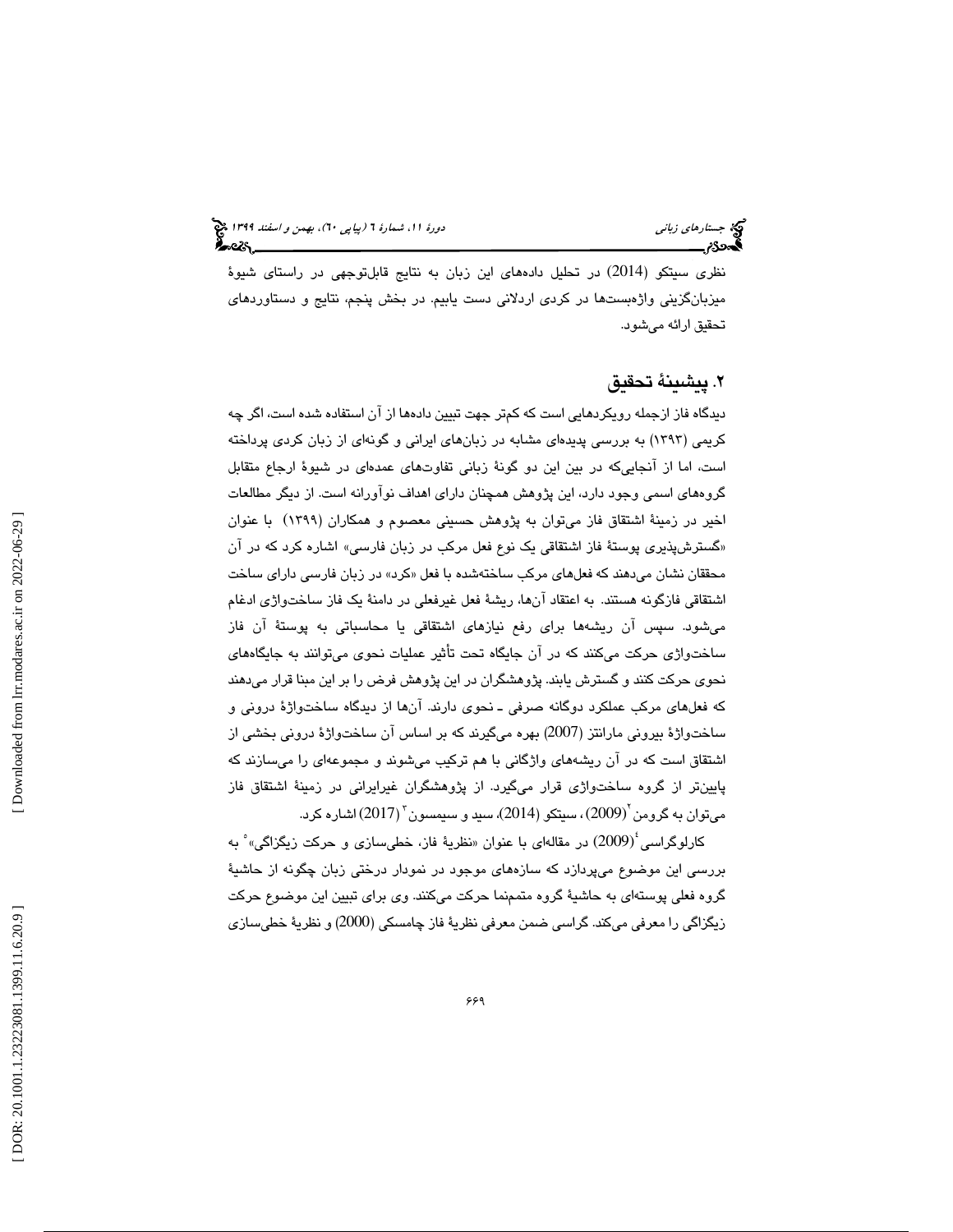نظری سیتکو (2014) در تحلیل داده‌های این زبان به نتایج قابل‌توجهی در راستای شیوهٔ میزبان‌گزینی واژه‌بست‌ها در کردی اردلانی دست یابیم. در بخش پنجم، نتایج و دستاوردهای تحقیق ارائه می‌شود.

## ۲. پیشینهٔ تحقیق

دیدگاه فاز ازجمله رویکردهایی است که کم‌تر جهت تبیین داده‌ها از آن استفاده شده است، اگر چه کریمی (۱۳۹۳) به بررسی پدیده‌ای مشابه در زبان‌های ایرانی و گونه‌ای از زبان کردی پرداخته است، اما از آنجایی‌که در بین این دو گونهٔ زبانی تفاوت‌های عمده‌ای در شیوهٔ ارجاع متقابل گروه‌های اسمی وجود دارد، این پژوهش همچنان دارای اهداف نوآورانه است. از دیگر مطالعات اخیر در زمینهٔ اشتقاق فاز می‌توان به پژوهش حسینی معصوم و همکاران (۱۳۹۹) با عنوان «گسترش‌پذیری پوستهٔ فاز اشتقاقی یک نوع فعل مرکب در زبان فارسی» اشاره کرد که در آن محققان نشان می‌دهند که فعل‌های مرکب ساخته‌شده با فعل «کرد» در زبان فارسی دارای ساخت اشتقاقی فازگونه هستند. به اعتقاد آن‌ها، ریشهٔ فعل غیرفعلی در دامنهٔ یک فاز ساخت‌واژی ادغام می‌شود. سپس آن ریشه‌ها برای رفع نیازهای اشتقاقی یا محاسباتی به پوستهٔ آن فاز ساخت‌واژی حرکت می‌کنند که در آن جایگاه تحت تأثیر عملیات نحوی می‌توانند به جایگاه‌های نحوی حرکت کنند و گسترش یابند. پژوهشگران در این پژوهش فرض را بر این مبنا قرار می‌دهند که فعل‌های مرکب عملکرد دوگانه صرفی ـ نحوی دارند. آن‌ها از دیدگاه ساخت‌واژهٔ درونی و ساخت‌واژهٔ بیرونی مارانتز (2007) بهره می‌گیرند که بر اساس آن ساخت‌واژهٔ درونی بخشی از اشتقاق است که در آن ریشه‌های واژگانی با هم ترکیب می‌شوند و مجموعه‌ای را می‌سازند که پایین‌تر از گروه ساخت‌واژی قرار می‌گیرد. از پژوهشگران غیرایرانی در زمینهٔ اشتقاق فاز می‌توان به گرومن[2] (2009)، سیتکو (2014)، سید و سیمسون[3] (2017) اشاره کرد.

کارلوگراسی[4] (2009) در مقاله‌ای با عنوان «نظریهٔ فاز، خطی‌سازی و حرکت زیگزاگی»[5] به بررسی این موضوع می‌پردازد که سازه‌های موجود در نمودار درختی زبان چگونه از حاشیهٔ گروه فعلی پوسته‌ای به حاشیهٔ گروه متمم‌نما حرکت می‌کنند. وی برای تبیین این موضوع حرکت زیگزاگی را معرفی می‌کند. گراسی ضمن معرفی نظریهٔ فاز چامسکی (2000) و نظریهٔ خطی‌سازی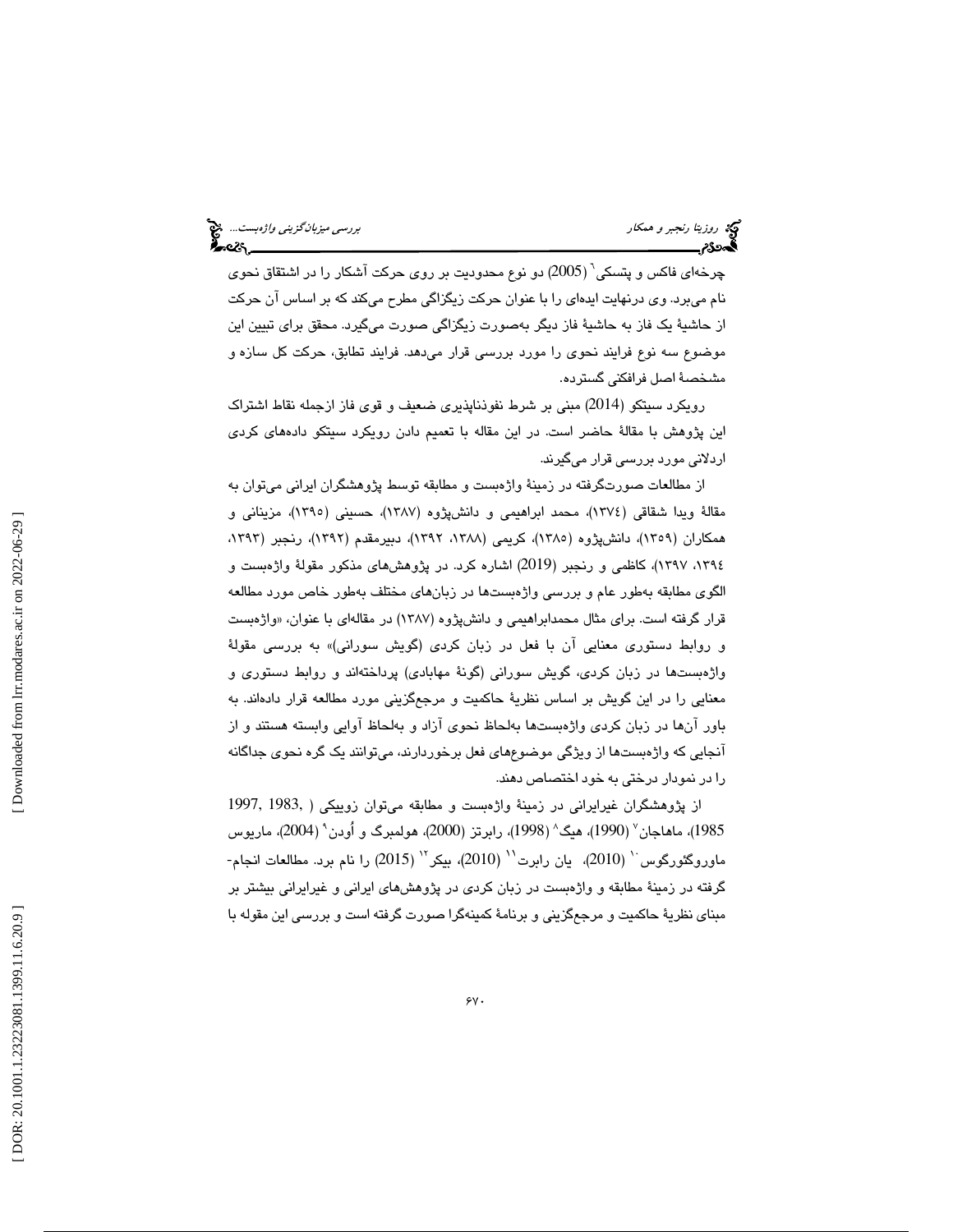چرخه‌ای فاکس و پتسکی[6] (2005) دو نوع محدودیت بر روی حرکت آشکار را در اشتقاق نحوی نام می‌برد. وی درنهایت ایده‌ای را با عنوان حرکت زیگزاگی مطرح می‌کند که بر اساس آن حرکت از حاشیهٔ یک فاز به حاشیهٔ فاز دیگر به‌صورت زیگزاگی صورت می‌گیرد. محقق برای تبیین این موضوع سه نوع فرایند نحوی را مورد بررسی قرار می‌دهد. فرایند تطابق، حرکت کل سازه و مشخصهٔ اصل فرافکنی گسترده.

رویکرد سیتکو (2014) مبنی بر شرط نفوذناپذیری ضعیف و قوی فاز ازجمله نقاط اشتراک این پژوهش با مقالهٔ حاضر است. در این مقاله با تعمیم دادن رویکرد سیتکو داده‌های کردی اردلانی مورد بررسی قرار می‌گیرند.

از مطالعات صورت‌گرفته در زمینهٔ واژه‌بست و مطابقه توسط پژوهشگران ایرانی می‌توان به مقالهٔ ویدا شقاقی (١٣٧٤)، محمد ابراهیمی و دانش‌پژوه (١٣٨٧)، حسینی (١٣٩٥)، مزینانی و همکاران (١٣٥٩)، دانش‌پژوه (١٣٨٥)، کریمی (١٣٨٨، ١٣٩٢)، دبیرمقدم (١٣٩٢)، رنجبر (١٣٩٣، ١٣٩٤، ١٣٩٧)، کاظمی و رنجبر (2019) اشاره کرد. در پژوهش‌های مذکور مقولهٔ واژه‌بست و الگوی مطابقه به‌طور عام و بررسی واژه‌بست‌ها در زبان‌های مختلف به‌طور خاص مورد مطالعه قرار گرفته است. برای مثال محمدابراهیمی و دانش‌پژوه (١٣٨٧) در مقاله‌ای با عنوان، «واژه‌بست و روابط دستوری معنایی آن با فعل در زبان کردی (گویش سورانی)» به بررسی مقولهٔ واژه‌بست‌ها در زبان کردی، گویش سورانی (گونهٔ مهابادی) پرداخته‌اند و روابط دستوری و معنایی را در این گویش بر اساس نظریهٔ حاکمیت و مرجع‌گزینی مورد مطالعه قرار داده‌اند. به باور آن‌ها در زبان کردی واژه‌بست‌ها به‌لحاظ نحوی آزاد و به‌لحاظ آوایی وابسته هستند و از آنجایی که واژه‌بست‌ها از ویژگی موضوع‌های فعل برخوردارند، می‌توانند یک گره نحوی جداگانه را در نمودار درختی به خود اختصاص دهند.

از پژوهشگران غیرایرانی در زمینهٔ واژه‌بست و مطابقه می‌توان زوییکی (1983, 1997, 1985)، ماهاجان[7] (1990)، هیگ[8] (1998)، رابرتز (2000)، هولمبرگ و اُودن[9] (2004)، ماریوس ماوروگئورگوس[10] (2010)، یان رابرت[11] (2010)، بیکر[12] (2015) را نام برد. مطالعات انجام‌گرفته در زمینهٔ مطابقه و واژه‌بست در زبان کردی در پژوهش‌های ایرانی و غیرایرانی بیشتر بر مبنای نظریهٔ حاکمیت و مرجع‌گزینی و برنامهٔ کمینه‌گرا صورت گرفته است و بررسی این مقوله با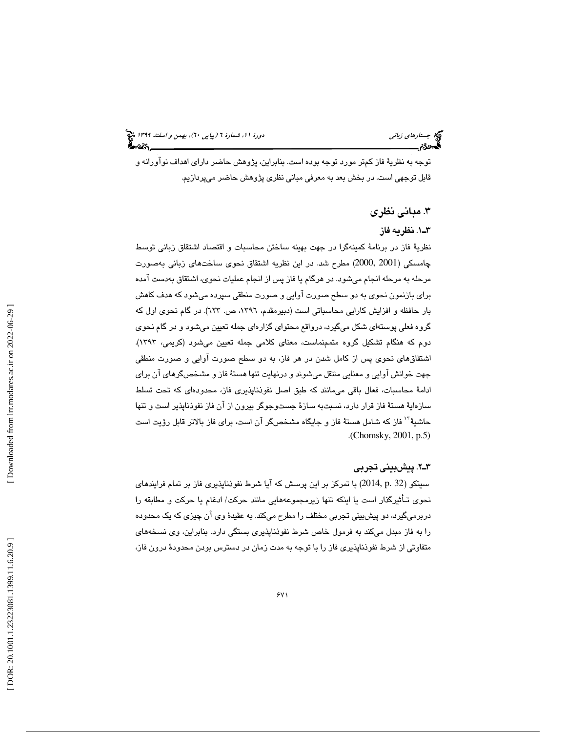توجه به نظریهٔ فاز کم‌تر مورد توجه بوده است. بنابراین، پژوهش حاضر دارای اهداف نوآورانه و قابل توجهی است. در بخش بعد به معرفی مبانی نظری پژوهش حاضر می‌پردازیم.

## ۳. مبانی نظری

### ۳ـ۱. نظریه فاز

نظریهٔ فاز در برنامهٔ کمینه‌گرا در جهت بهینه ساختن محاسبات و اقتصاد اشتقاق زبانی توسط چامسکی (2000, 2001) مطرح شد. در این نظریه اشتقاق نحوی ساخت‌های زبانی به‌صورت مرحله به مرحله انجام می‌شود. در هرگام یا فاز پس از انجام عملیات نحوی، اشتقاق به‌دست آمده برای بازنمون نحوی به دو سطح صورت آوایی و صورت منطقی سپرده می‌شود که هدف کاهش بار حافظه و افزایش کارایی محاسباتی است (دبیرمقدم، ۱۳۹٦، ص. ٦۲۳). در گام نحوی اول که گروه فعلی پوسته‌ای شکل می‌گیرد، درواقع محتوای گزاره‌ای جمله تعیین می‌شود و در گام نحوی دوم که هنگام تشکیل گروه متمم‌نماست، معنای کلامی جمله تعیین می‌شود (کریمی، ۱۳۹۳). اشتقاق‌های نحوی پس از کامل شدن در هر فاز، به دو سطح صورت آوایی و صورت منطقی جهت خوانش آوایی و معنایی منتقل می‌شوند و درنهایت تنها هستهٔ فاز و مشخص‌گرهای آن برای ادامهٔ محاسبات، فعال باقی می‌مانند که طبق اصل نفوذناپذیری فاز، محدوده‌ای که تحت تسلط سازه‌ایِ هستهٔ فاز قرار دارد، نسبت‌به سازهٔ جست‌وجوگر بیرون از آن فاز نفوذناپذیر است و تنها حاشیهٔ[۱۲] فاز که شامل هستهٔ فاز و جایگاه مشخص‌گر آن است، برای فاز بالاتر قابل رؤیت است (Chomsky, 2001, p.5).

### ۳ـ۲. پیش‌بینی تجربی

سیتکو (2014, p. 32) با تمرکز بر این پرسش که آیا شرط نفوذناپذیری فاز بر تمام فرایندهای نحوی تـأثیرگذار است یا اینکه تنها زیرمجموعه‌هایی مانند حرکت/ ادغام یا حرکت و مطابقه را دربرمی‌گیرد، دو پیش‌بینی تجربی مختلف را مطرح می‌کند. به عقیدهٔ وی آن چیزی که یک محدوده را به فاز مبدل می‌کند به فرمول خاص شرط نفوذناپذیری بستگی دارد. بنابراین، وی نسخه‌های متفاوتی از شرط نفوذناپذیری فاز را با توجه به مدت زمان در دسترس بودن محدودهٔ درون فاز،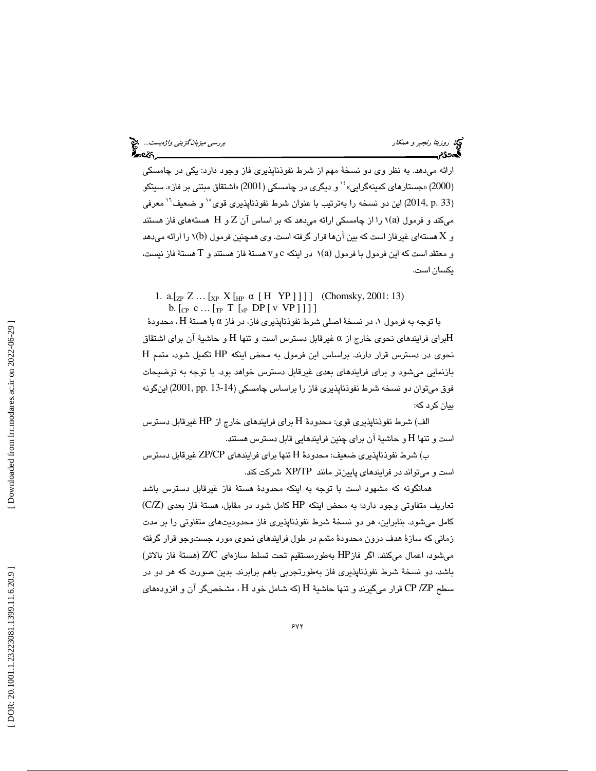ارائه می‌دهد. به نظر وی دو نسخهٔ مهم از شرط نفوذناپذیری فاز وجود دارد: یکی در چامسکی (2000) «جستارهای کمینه‌گرایی»[14] و دیگری در چامسکی (2001) «اشتقاق مبتنی بر فاز». سیتکو (2014, p. 33) این دو نسخه را به‌ترتیب با عنوان شرط نفوذناپذیری قوی[15] و ضعیف[16] معرفی می‌کند و فرمول ۱(a) را از چامسکی ارائه می‌دهد که بر اساس آن Z و H هسته‌های فاز هستند و X هسته‌ای غیرفاز است که بین آن‌ها قرار گرفته است. وی همچنین فرمول ۱(b) را ارائه می‌دهد و معتقد است که این فرمول با فرمول ۱(a) در اینکه c و v هستهٔ فاز هستند و T هستهٔ فاز نیست، یکسان است.

1. a. $[_{ZP}\ Z \ldots [_{XP}\ X\ [_{HP}\ \alpha\ [\ H\ \ YP\ ]\ ]\ ]\ ]$ (Chomsky, 2001: 13)
   b. $[_{CP}\ c \ldots [_{TP}\ T\ [_{vP}\ DP\ [\ v\ \ VP\ ]\ ]\ ]\ ]$

با توجه به فرمول ۱، در نسخهٔ اصلی شرط نفوذناپذیری فاز، در فاز α با هستهٔ H ، محدودهٔ Hبرای فرایندهای نحوی خارج از α غیرقابل دسترس است و تنها H و حاشیهٔ آن برای اشتقاق نحوی در دسترس قرار دارند. براساس این فرمول به محض اینکه HP تکمیل شود، متمم H بازنمایی می‌شود و برای فرایندهای بعدی غیرقابل دسترس خواهد بود. با توجه به توضیحات فوق می‌توان دو نسخه شرط نفوذناپذیری فاز را براساس چامسکی (2001, pp. 13-14) این‌گونه بیان کرد که:

الف) شرط نفوذناپذیری قوی: محدودهٔ H برای فرایندهای خارج از HP غیرقابل دسترس است و تنها H و حاشیهٔ آن برای چنین فرایندهایی قابل دسترس هستند.

ب) شرط نفوذناپذیری ضعیف: محدودهٔ H تنها برای فرایندهای ZP/CP غیرقابل دسترس است و می‌تواند در فرایندهای پایین‌تر مانند XP/TP شرکت کند.

همانگونه که مشهود است با توجه به اینکه محدودهٔ هستهٔ فاز غیرقابل دسترس باشد تعاریف متفاوتی وجود دارد؛ به محض اینکه HP کامل شود در مقابل، هستهٔ فاز بعدی (C/Z) کامل می‌شود. بنابراین، هر دو نسخهٔ شرط نفوذناپذیری فاز محدودیت‌های متفاوتی را بر مدت زمانی که سازهٔ هدف درون محدودهٔ متمم در طول فرایندهای نحوی مورد جست‌وجو قرار گرفته می‌شود، اعمال می‌کنند. اگر فازHP به‌طورمستقیم تحت تسلط سازه‌ای Z/C (هستهٔ فاز بالاتر) باشد، دو نسخهٔ شرط نفوذناپذیری فاز به‌طورتجربی باهم برابرند. بدین صورت که هر دو در سطح CP /ZP قرار می‌گیرند و تنها حاشیهٔ H (که شامل خود H ، مشخص‌گر آن و افزوده‌های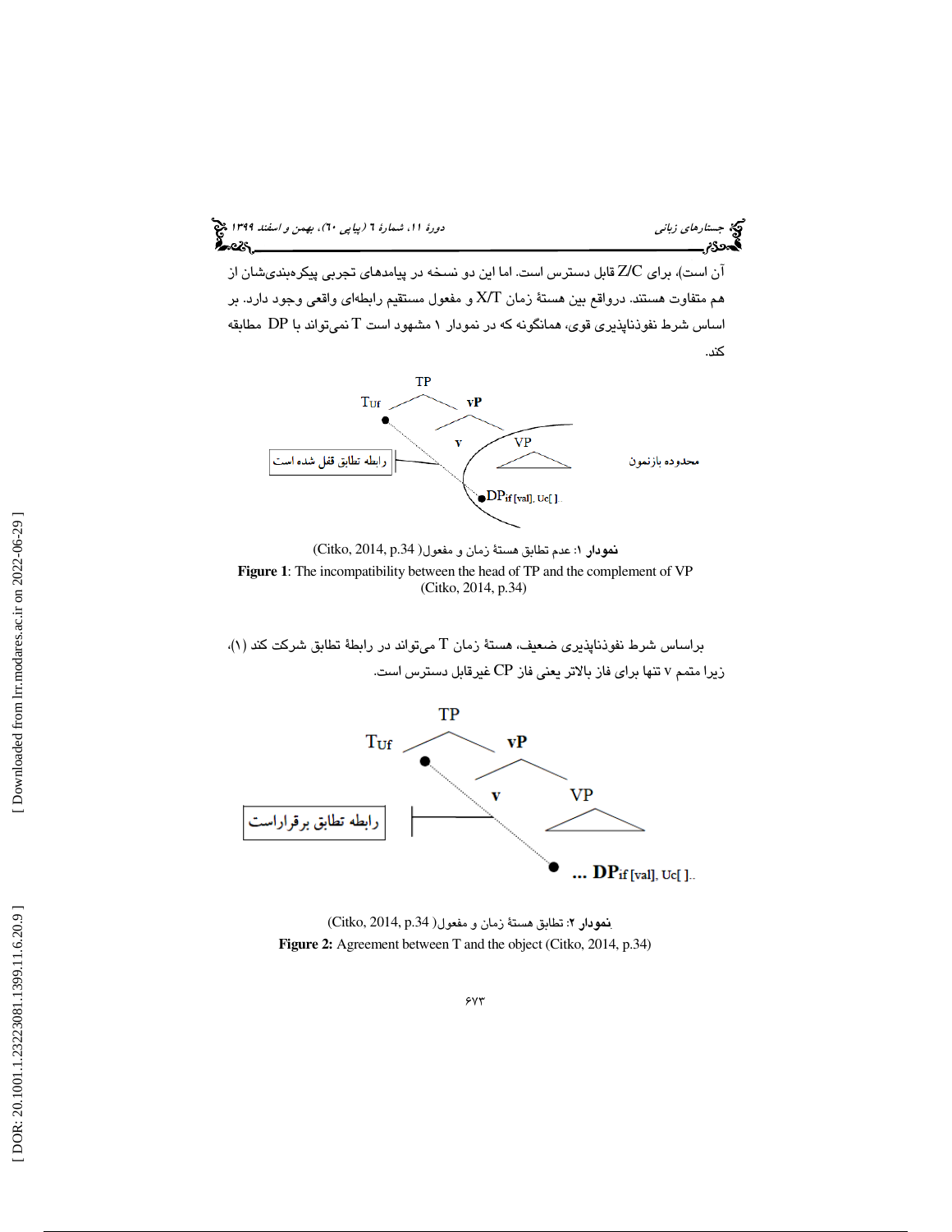آن است)، برای Z/C قابل دسترس است. اما این دو نسخه در پیامدهای تجربی پیکره‌بندی‌شان از هم متفاوت هستند. درواقع بین هستهٔ زمان X/T و مفعول مستقیم رابطه‌ای واقعی وجود دارد. بر اساس شرط نفوذناپذیری قوی، همانگونه که در نمودار ۱ مشهود است T نمی‌تواند با DP مطابقه کند.

**نمودار ۱**: عدم تطابق هستهٔ زمان و مفعول( Citko, 2014, p.34)

**Figure 1**: The incompatibility between the head of TP and the complement of VP (Citko, 2014, p.34)

براساس شرط نفوذناپذیری ضعیف، هستهٔ زمان T می‌تواند در رابطهٔ تطابق شرکت کند (۱)، زیرا متمم v تنها برای فاز بالاتر یعنی فاز CP غیرقابل دسترس است.

**نمودار ۲**: تطابق هستهٔ زمان و مفعول( Citko, 2014, p.34)

**Figure 2:** Agreement between T and the object (Citko, 2014, p.34)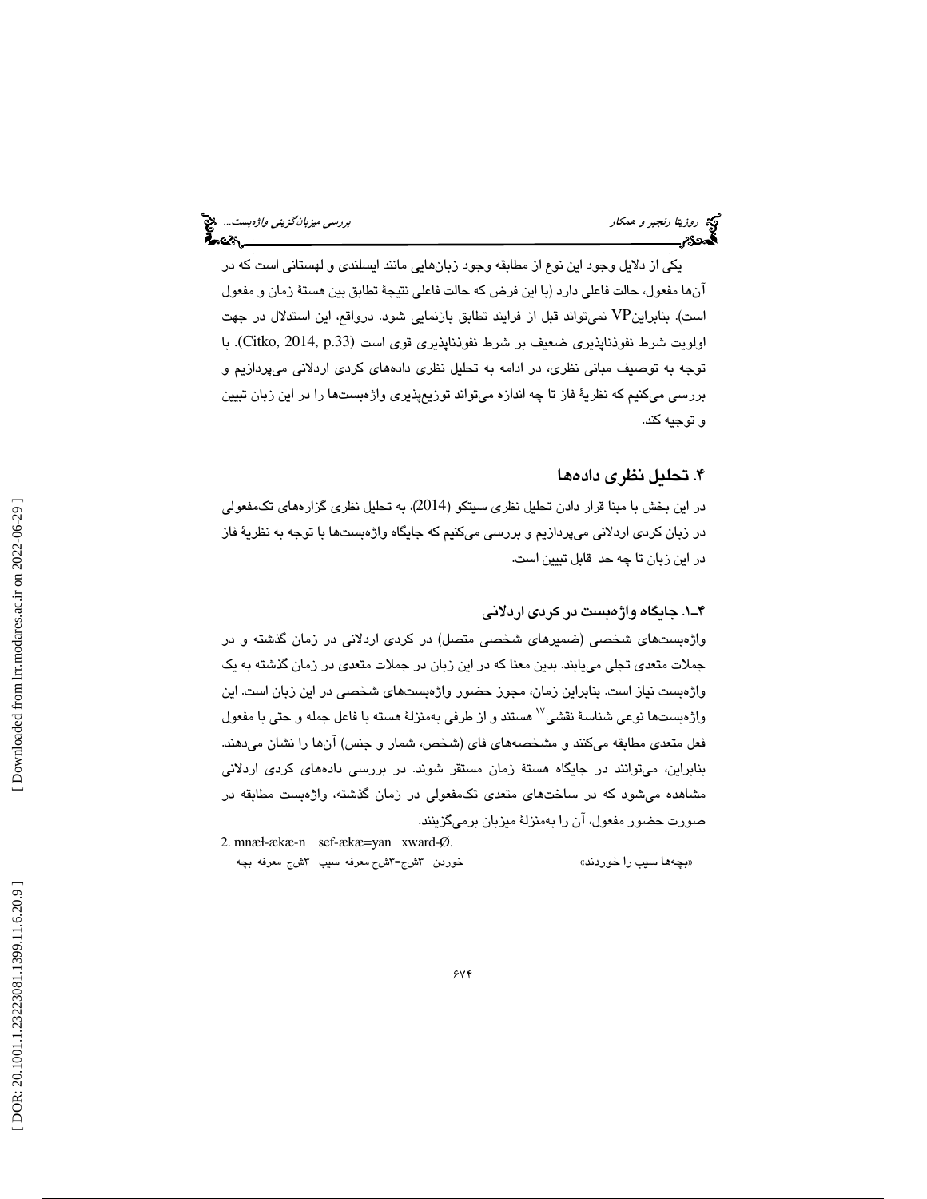یکی از دلایل وجود این نوع از مطابقه وجود زبان‌هایی مانند ایسلندی و لهستانی است که در آن‌ها مفعول، حالت فاعلی دارد (با این فرض که حالت فاعلی نتیجهٔ تطابق بین هستهٔ زمان و مفعول است). بنابراینVP نمی‌تواند قبل از فرایند تطابق بازنمایی شود. درواقع، این استدلال در جهت اولویت شرط نفوذناپذیری ضعیف بر شرط نفوذناپذیری قوی است (Citko, 2014, p.33). با توجه به توصیف مبانی نظری، در ادامه به تحلیل نظری داده‌های کردی اردلانی می‌پردازیم و بررسی می‌کنیم که نظریهٔ فاز تا چه اندازه می‌تواند توزیع‌پذیری واژه‌بست‌ها را در این زبان تبیین و توجیه کند.

## ۴. تحلیل نظری داده‌ها

در این بخش با مبنا قرار دادن تحلیل نظری سیتکو (2014)، به تحلیل نظری گزاره‌های تک‌مفعولی در زبان کردی اردلانی می‌پردازیم و بررسی می‌کنیم که جایگاه واژه‌بست‌ها با توجه به نظریهٔ فاز در این زبان تا چه حد قابل تبیین است.

### ۴ـ۱. جایگاه واژه‌بست در کردی اردلانی

واژه‌بست‌های شخصی (ضمیرهای شخصی متصل) در کردی اردلانی در زمان گذشته و در جملات متعدی تجلی می‌یابند. بدین معنا که در این زبان در جملات متعدی در زمان گذشته به یک واژه‌بست نیاز است. بنابراین زمان، مجوز حضور واژه‌بست‌های شخصی در این زبان است. این واژه‌بست‌ها نوعی شناسهٔ نقشی[17] هستند و از طرفی به‌منزلهٔ هسته با فاعل جمله و حتی با مفعول فعل متعدی مطابقه می‌کنند و مشخصه‌های فای (شخص، شمار و جنس) آن‌ها را نشان می‌دهند. بنابراین، می‌توانند در جایگاه هستهٔ زمان مستقر شوند. در بررسی داده‌های کردی اردلانی مشاهده می‌شود که در ساخت‌های متعدی تک‌مفعولی در زمان گذشته، واژه‌بست مطابقه در صورت حضور مفعول، آن را به‌منزلهٔ میزبان برمی‌گزینند.

2. mnæɫ-ækæ-n sef-ækæ=yan xward-Ø.

بچه-معرفه-۳ش‌ج سیب-معرفه=۳ش‌ج خوردن-۳ش‌م «بچه‌ها سیب را خوردند»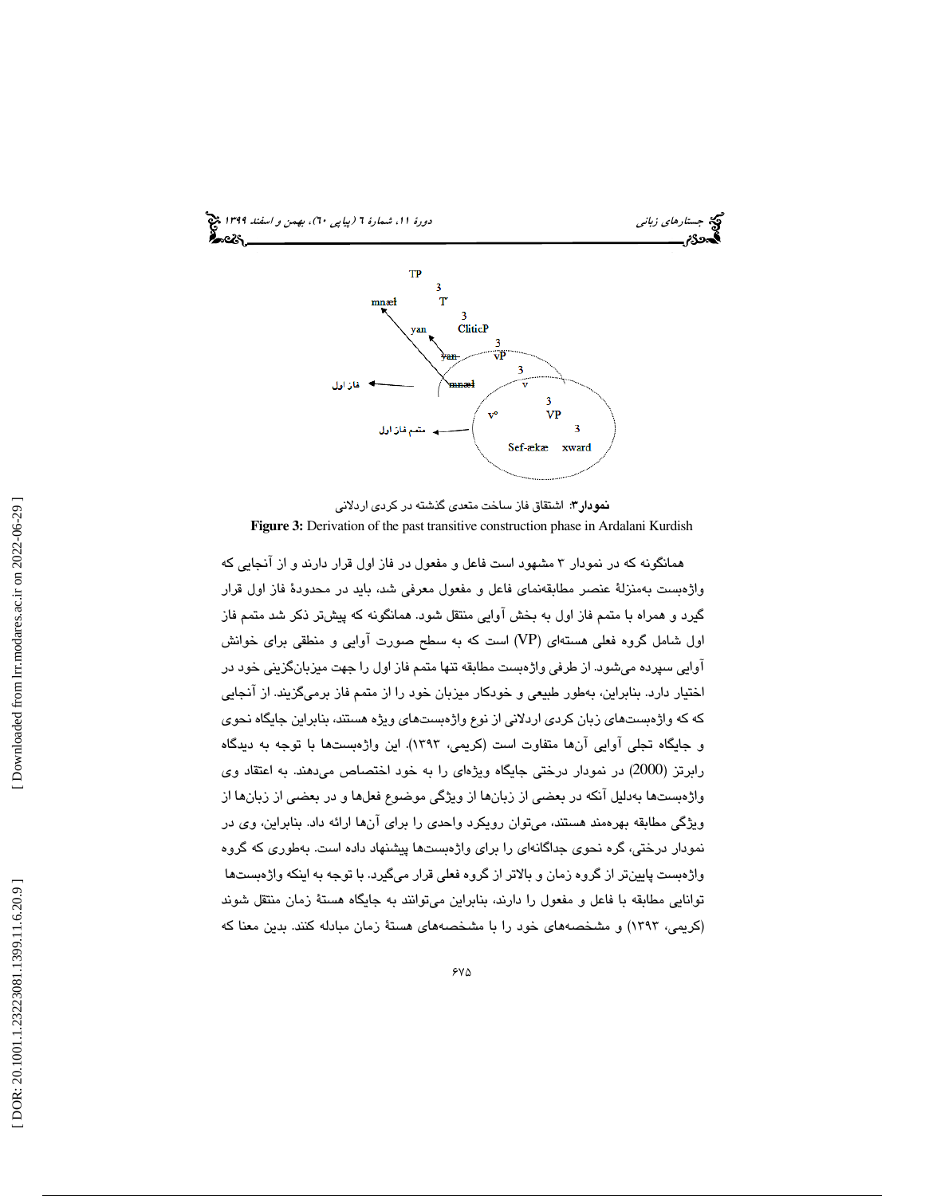**نمودار۳**: اشتقاق فاز ساخت متعدی گذشته در کردی اردلانی

**Figure 3:** Derivation of the past transitive construction phase in Ardalani Kurdish

همانگونه که در نمودار ۳ مشهود است فاعل و مفعول در فاز اول قرار دارند و از آنجایی که واژه‌بست به‌منزلهٔ عنصر مطابقه‌نمای فاعل و مفعول معرفی شد، باید در محدودهٔ فاز اول قرار گیرد و همراه با متمم فاز اول به بخش آوایی منتقل شود. همانگونه که پیش‌تر ذکر شد متمم فاز اول شامل گروه فعلی هسته‌ای (VP) است که به سطح صورت آوایی و منطقی برای خوانش آوایی سپرده می‌شود. از طرفی واژه‌بست مطابقه تنها متمم فاز اول را جهت میزبان‌گزینی خود در اختیار دارد. بنابراین، به‌طور طبیعی و خودکار میزبان خود را از متمم فاز برمی‌گزیند. از آنجایی که که واژه‌بست‌های زبان کردی اردلانی از نوع واژه‌بست‌های ویژه هستند، بنابراین جایگاه نحوی و جایگاه تجلی آوایی آن‌ها متفاوت است (کریمی، ۱۳۹۳). این واژه‌بست‌ها با توجه به دیدگاه رابرتز (2000) در نمودار درختی جایگاه ویژه‌ای را به خود اختصاص می‌دهند. به اعتقاد وی واژه‌بست‌ها به‌دلیل آنکه در بعضی از زبان‌ها از ویژگی موضوع فعل‌ها و در بعضی از زبان‌ها از ویژگی مطابقه بهره‌مند هستند، می‌توان رویکرد واحدی را برای آن‌ها ارائه داد. بنابراین، وی در نمودار درختی، گره نحوی جداگانه‌ای را برای واژه‌بست‌ها پیشنهاد داده است. به‌طوری که گروه واژه‌بست پایین‌تر از گروه زمان و بالاتر از گروه فعلی قرار می‌گیرد. با توجه به اینکه واژه‌بست‌ها توانایی مطابقه با فاعل و مفعول را دارند، بنابراین می‌توانند به جایگاه هستهٔ زمان منتقل شوند (کریمی، ۱۳۹۳) و مشخصه‌های خود را با مشخصه‌های هستهٔ زمان مبادله کنند. بدین معنا که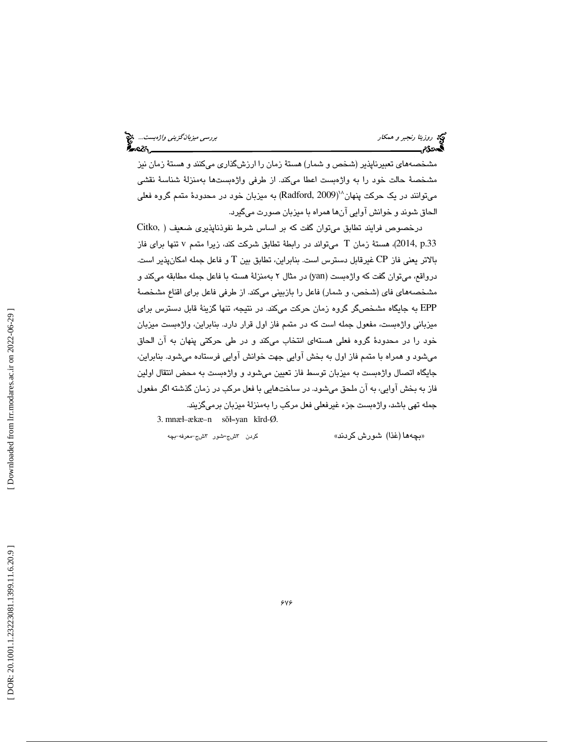مشخصه‌های تعبیرناپذیر (شخص و شمار) هستهٔ زمان را ارزش‌گذاری می‌کنند و هستهٔ زمان نیز مشخصهٔ حالت خود را به واژه‌بست اعطا می‌کند. از طرفی واژه‌بست‌ها به‌منزلهٔ شناسهٔ نقشی می‌توانند در یک حرکت پنهان[18] (Radford, 2009) به میزبان خود در محدودهٔ متمم گروه فعلی الحاق شوند و خوانش آوایی آن‌ها همراه با میزبان صورت می‌گیرد.

درخصوص فرایند تطابق می‌توان گفت که بر اساس شرط نفوذناپذیری ضعیف (Citko, 2014, p.33)، هستهٔ زمان T می‌تواند در رابطهٔ تطابق شرکت کند، زیرا متمم v تنها برای فاز بالاتر یعنی فاز CP غیرقابل دسترس است. بنابراین، تطابق بین T و فاعل جمله امکان‌پذیر است. درواقع، می‌توان گفت که واژه‌بست (yan) در مثال ۲ به‌منزلهٔ هسته با فاعل جمله مطابقه می‌کند و مشخصه‌های فای (شخص، و شمار) فاعل را بازبینی می‌کند. از طرفی فاعل برای اقناع مشخصهٔ EPP به جایگاه مشخص‌گر گروه زمان حرکت می‌کند. در نتیجه، تنها گزینهٔ قابل دسترس برای میزبانی واژه‌بست، مفعول جمله است که در متمم فاز اول قرار دارد. بنابراین، واژه‌بست میزبان خود را در محدودهٔ گروه فعلی هسته‌ای انتخاب می‌کند و در طی حرکتی پنهان به آن الحاق می‌شود و همراه با متمم فاز اول به بخش آوایی جهت خوانش آوایی فرستاده می‌شود. بنابراین، جایگاه اتصال واژه‌بست به میزبان توسط فاز تعیین می‌شود و واژه‌بست به محض انتقال اولین فاز به بخش آوایی، به آن ملحق می‌شود. در ساخت‌هایی با فعل مرکب در زمان گذشته اگر مفعول جمله تهی باشد، واژه‌بست جزء غیرفعلی فعل مرکب را به‌منزلهٔ میزبان برمی‌گزیند.

3. mnæɫ–ækæ–n   sǒɫ=yan   kĭrd-Ø.

بچه-معرفه-۳شج  شور=۳شج  کردن   «بچه‌ها (غذا) شورش کردند»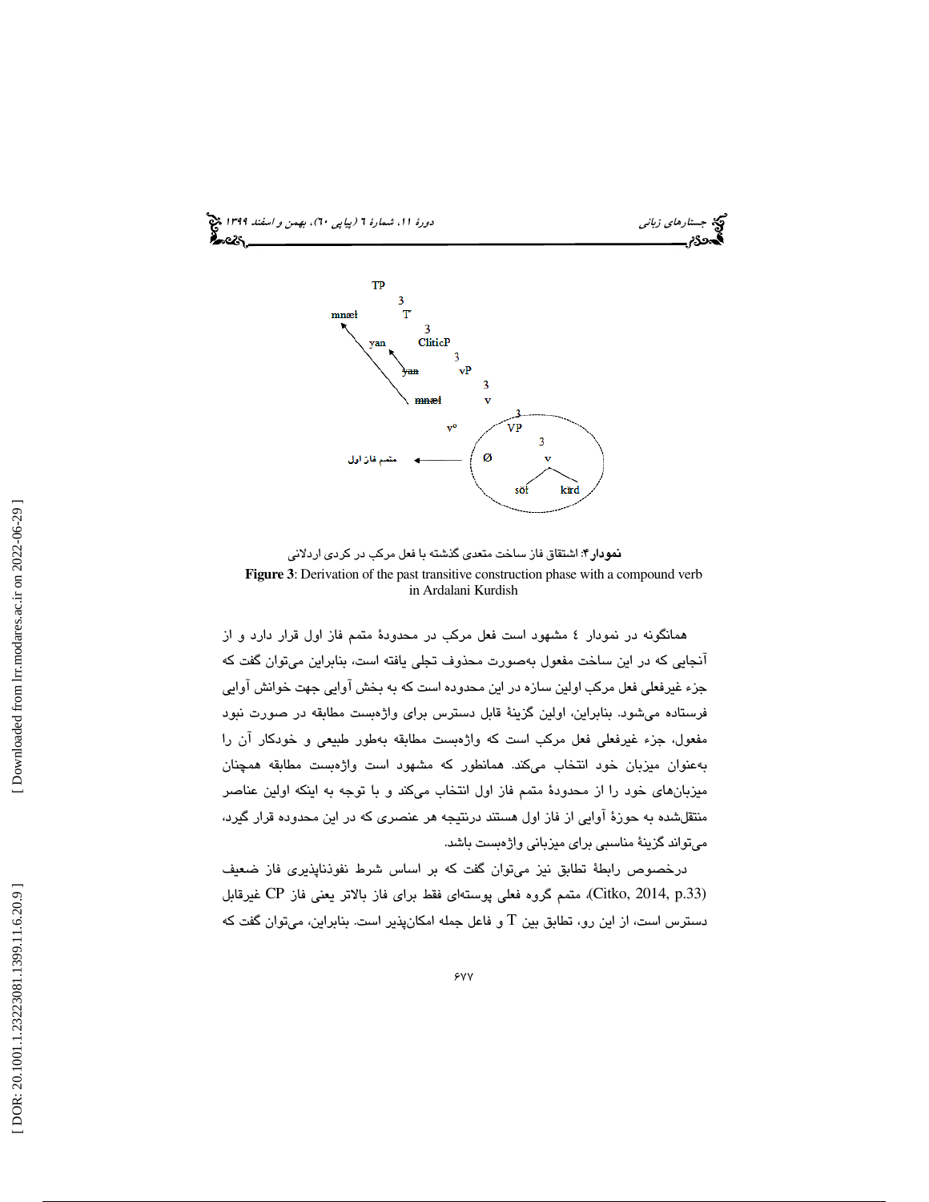TP

mnæl T'

yan CliticP

~~yan~~ vP

~~mnæl~~ v

v° VP

متمم فاز اول ← Ø v

sōt kird

**نمودار۴**: اشتقاق فاز ساخت متعدی گذشته با فعل مرکب در کردی اردلانی

**Figure 3**: Derivation of the past transitive construction phase with a compound verb in Ardalani Kurdish

همانگونه در نمودار ٤ مشهود است فعل مرکب در محدودهٔ متمم فاز اول قرار دارد و از آنجایی که در این ساخت مفعول به‌صورت محذوف تجلی یافته است، بنابراین می‌توان گفت که جزء غیرفعلی فعل مرکب اولین سازه در این محدوده است که به بخش آوایی جهت خوانش آوایی فرستاده می‌شود. بنابراین، اولین گزینهٔ قابل دسترس برای واژه‌بست مطابقه در صورت نبود مفعول، جزء غیرفعلی فعل مرکب است که واژه‌بست مطابقه به‌طور طبیعی و خودکار آن را به‌عنوان میزبان خود انتخاب می‌کند. همانطور که مشهود است واژه‌بست مطابقه همچنان میزبان‌های خود را از محدودهٔ متمم فاز اول انتخاب می‌کند و با توجه به اینکه اولین عناصر منتقل‌شده به حوزهٔ آوایی از فاز اول هستند درنتیجه هر عنصری که در این محدوده قرار گیرد، می‌تواند گزینهٔ مناسبی برای میزبانی واژه‌بست باشد.

درخصوص رابطهٔ تطابق نیز می‌توان گفت که بر اساس شرط نفوذناپذیری فاز ضعیف (Citko, 2014, p.33)، متمم گروه فعلی پوسته‌ای فقط برای فاز بالاتر یعنی فاز CP غیرقابل دسترس است، از این رو، تطابق بین T و فاعل جمله امکان‌پذیر است. بنابراین، می‌توان گفت که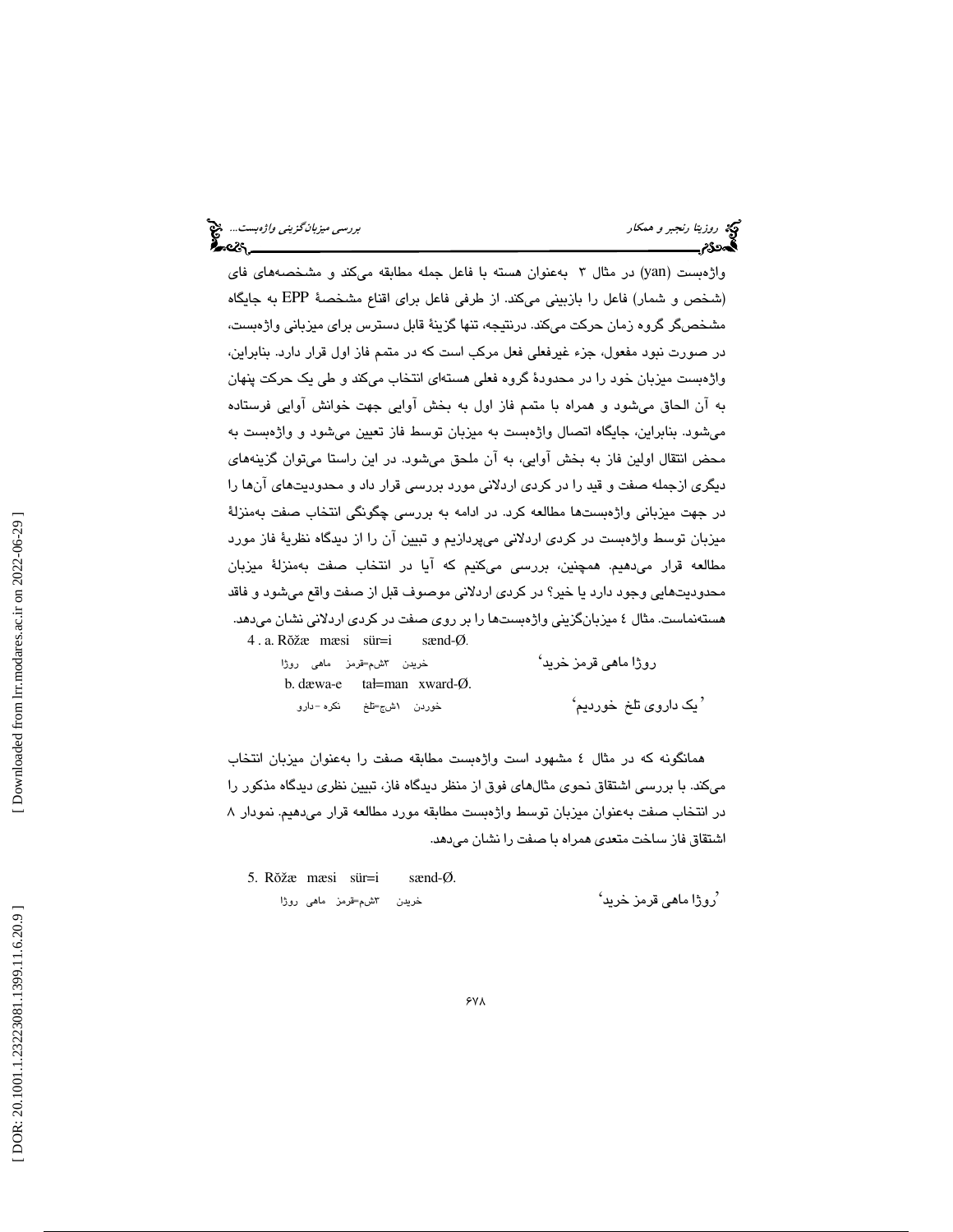واژه‌بست (yan) در مثال ۳ به‌عنوان هسته با فاعل جمله مطابقه می‌کند و مشخصه‌های فای (شخص و شمار) فاعل را بازبینی می‌کند. از طرفی فاعل برای اقناع مشخصهٔ EPP به جایگاه مشخص‌گر گروه زمان حرکت می‌کند. درنتیجه، تنها گزینهٔ قابل دسترس برای میزبانی واژه‌بست، در صورت نبود مفعول، جزء غیرفعلی فعل مرکب است که در متمم فاز اول قرار دارد. بنابراین، واژه‌بست میزبان خود را در محدودهٔ گروه فعلی هسته‌ای انتخاب می‌کند و طی یک حرکت پنهان به آن الحاق می‌شود و همراه با متمم فاز اول به بخش آوایی جهت خوانش آوایی فرستاده می‌شود. بنابراین، جایگاه اتصال واژه‌بست به میزبان توسط فاز تعیین می‌شود و واژه‌بست به محض انتقال اولین فاز به بخش آوایی، به آن ملحق می‌شود. در این راستا می‌توان گزینه‌های دیگری ازجمله صفت و قید را در کردی اردلانی مورد بررسی قرار داد و محدودیت‌های آن‌ها را در جهت میزبانی واژه‌بست‌ها مطالعه کرد. در ادامه به بررسی چگونگی انتخاب صفت به‌منزلهٔ میزبان توسط واژه‌بست در کردی اردلانی می‌پردازیم و تبیین آن را از دیدگاه نظریهٔ فاز مورد مطالعه قرار می‌دهیم. همچنین، بررسی می‌کنیم که آیا در انتخاب صفت به‌منزلهٔ میزبان محدودیت‌هایی وجود دارد یا خیر؟ در کردی اردلانی موصوف قبل از صفت واقع می‌شود و فاقد هسته‌نماست. مثال ٤ میزبان‌گزینی واژه‌بست‌ها را بر روی صفت در کردی اردلانی نشان می‌دهد.

4 . a. Rǒžæ mæsi sür=i sænd-Ø.

روژا ماهی ۳شم=قرمز خریدن

'روژا ماهی قرمز خرید'

b. dæwa-e tał=man xward-Ø.

دارو- نکره ۱شج=تلخ خوردن

'یک داروی تلخ خوردیم'

همانگونه که در مثال ٤ مشهود است واژه‌بست مطابقه صفت را به‌عنوان میزبان انتخاب می‌کند. با بررسی اشتقاق نحوی مثال‌های فوق از منظر دیدگاه فاز، تبیین نظری دیدگاه مذکور را در انتخاب صفت به‌عنوان میزبان توسط واژه‌بست مطابقه مورد مطالعه قرار می‌دهیم. نمودار ۸ اشتقاق فاز ساخت متعدی همراه با صفت را نشان می‌دهد.

5. Rǒžæ mæsi sür=i sænd-Ø.

روژا ماهی ۳شم=قرمز خریدن

'روژا ماهی قرمز خرید'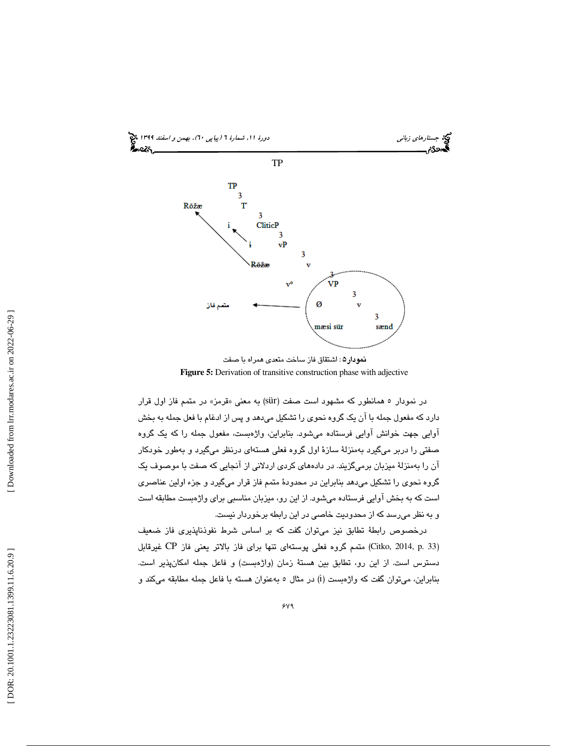TP

```
                TP
                  3
   Rõžæ             T'
                      3
          i             CliticP
                          3
             i              vP
                              3
               Rõžæ             v
                                  3
                         v°         VP
                                      3
    متمم فاز  <----------        Ø          v
                                              3
                               mæsi sür         sænd
```

**نمودار۵**: اشتقاق فاز ساخت متعدی همراه با صفت

**Figure 5:** Derivation of transitive construction phase with adjective

در نمودار ۵ همانطور که مشهود است صفت (sür) به معنی «قرمز» در متمم فاز اول قرار دارد که مفعول جمله با آن یک گروه نحوی را تشکیل می‌دهد و پس از ادغام با فعل جمله به بخش آوایی جهت خوانش آوایی فرستاده می‌شود. بنابراین، واژه‌بست، مفعول جمله را که یک گروه صفتی را دربر می‌گیرد به‌منزلهٔ سازهٔ اول گروه فعلی هسته‌ای درنظر می‌گیرد و به‌طور خودکار آن را به‌منزلهٔ میزبان برمی‌گزیند. در داده‌های کردی اردلانی از آنجایی که صفت با موصوف یک گروه نحوی را تشکیل می‌دهد بنابراین در محدودهٔ متمم فاز قرار می‌گیرد و جزء اولین عناصری است که به بخش آوایی فرستاده می‌شود. از این رو، میزبان مناسبی برای واژه‌بست مطابقه است و به نظر می‌رسد که از محدودیت خاصی در این رابطه برخوردار نیست.

درخصوص رابطهٔ تطابق نیز می‌توان گفت که بر اساس شرط نفوذناپذیری فاز ضعیف (Citko, 2014, p. 33) متمم گروه فعلی پوسته‌ای تنها برای فاز بالاتر یعنی فاز CP غیرقابل دسترس است. از این رو، تطابق بین هستهٔ زمان (واژه‌بست) و فاعل جمله امکان‌پذیر است. بنابراین، می‌توان گفت که واژه‌بست (i) در مثال ۵ به‌عنوان هسته با فاعل جمله مطابقه می‌کند و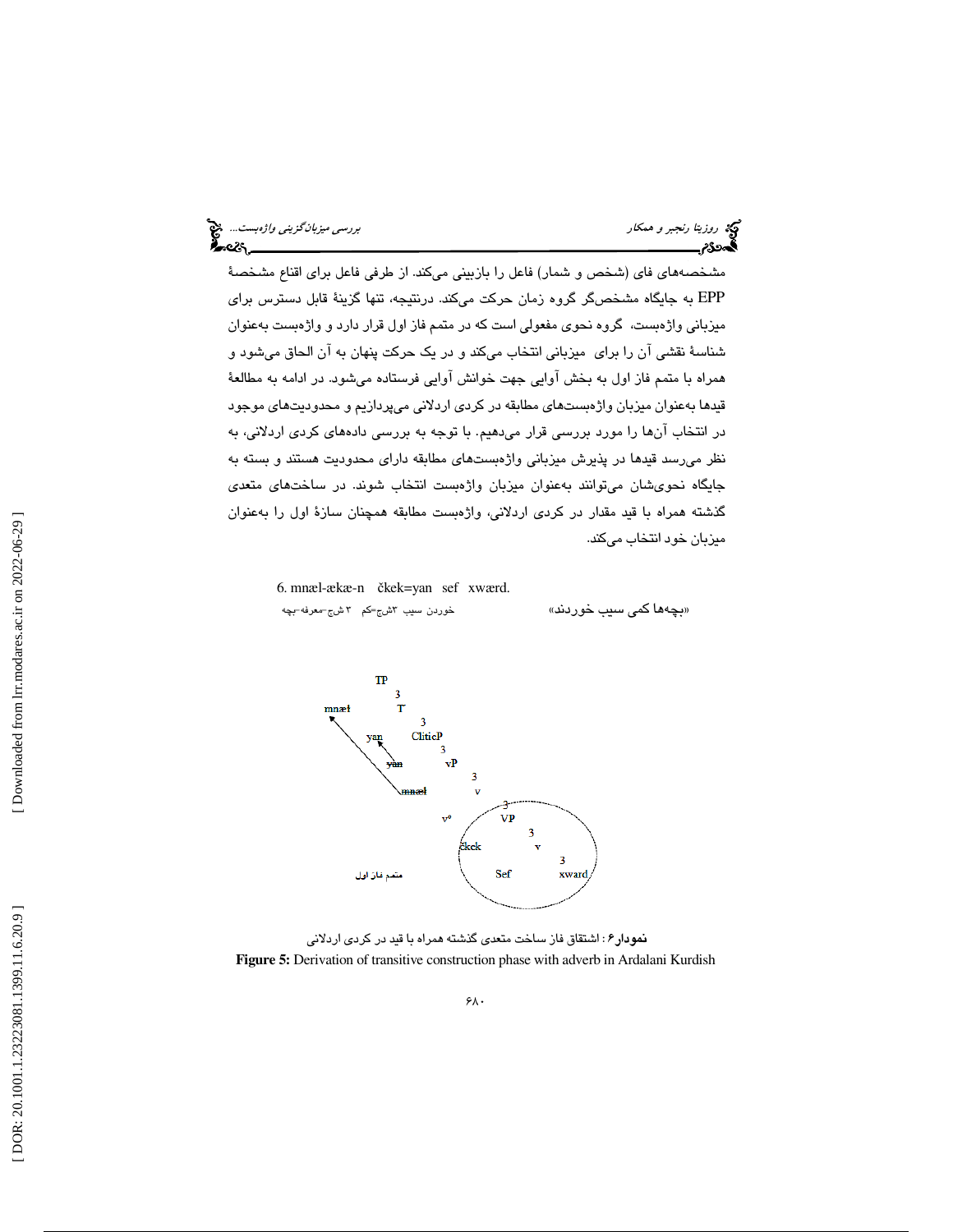مشخصه‌های فای (شخص و شمار) فاعل را بازبینی می‌کند. از طرفی فاعل برای اقناع مشخصهٔ EPP به جایگاه مشخص‌گر گروه زمان حرکت می‌کند. درنتیجه، تنها گزینهٔ قابل دسترس برای میزبانی واژه‌بست، گروه نحوی مفعولی است که در متمم فاز اول قرار دارد و واژه‌بست به‌عنوان شناسهٔ نقشی آن را برای میزبانی انتخاب می‌کند و در یک حرکت پنهان به آن الحاق می‌شود و همراه با متمم فاز اول به بخش آوایی جهت خوانش آوایی فرستاده می‌شود. در ادامه به مطالعهٔ قیدها به‌عنوان میزبان واژه‌بست‌های مطابقه در کردی اردلانی می‌پردازیم و محدودیت‌های موجود در انتخاب آن‌ها را مورد بررسی قرار می‌دهیم. با توجه به بررسی داده‌های کردی اردلانی، به نظر می‌رسد قیدها در پذیرش میزبانی واژه‌بست‌های مطابقه دارای محدودیت هستند و بسته به جایگاه نحوی‌شان می‌توانند به‌عنوان میزبان واژه‌بست انتخاب شوند. در ساخت‌های متعدی گذشته همراه با قید مقدار در کردی اردلانی، واژه‌بست مطابقه همچنان سازهٔ اول را به‌عنوان میزبان خود انتخاب می‌کند.

6. mnæl-ækæ-n čkek=yan sef xwærd.

خوردن سیب ۳شج=کم ۳شج-معرفه-بچه «بچه‌ها کمی سیب خوردند»

```
TP
├── mnæl
└── T'
    ├── T
    └── CliticP
        ├── yan
        └── vP
            ├── yan (trace)
            └── v'
                ├── mnæl (trace)
                └── v
                    ├── v°
                    └── VP   (متمم فاز اول)
                        ├── čkek
                        └── V'
                            ├── Sef
                            └── xward
```

**نمودار۶**: اشتقاق فاز ساخت متعدی گذشته همراه با قید در کردی اردلانی

**Figure 5:** Derivation of transitive construction phase with adverb in Ardalani Kurdish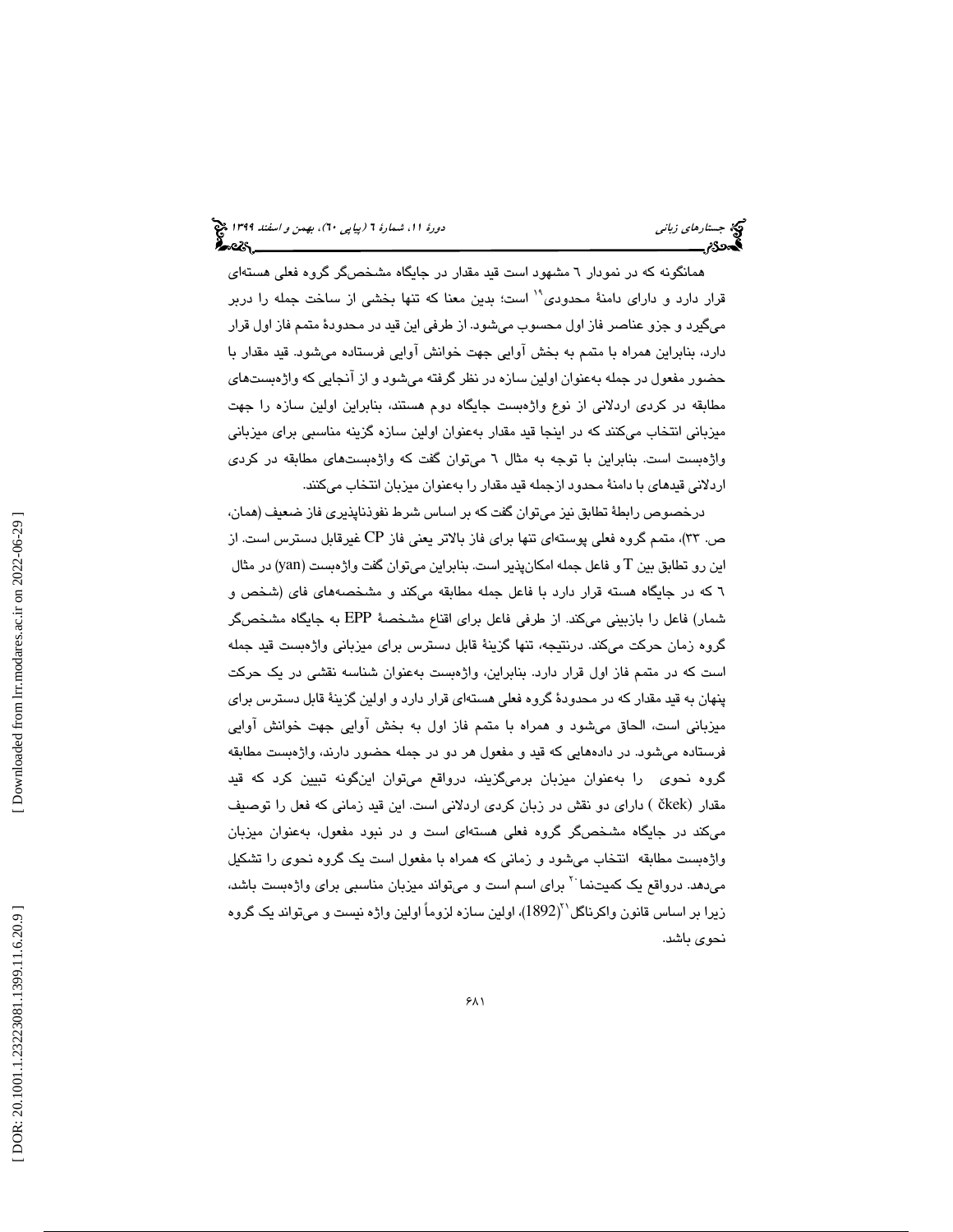همانگونه که در نمودار ٦ مشهود است قید مقدار در جایگاه مشخص‌گر گروه فعلی هسته‌ای قرار دارد و دارای دامنهٔ محدودی[19] است؛ بدین معنا که تنها بخشی از ساخت جمله را دربر می‌گیرد و جزو عناصر فاز اول محسوب می‌شود. از طرفی این قید در محدودهٔ متمم فاز اول قرار دارد، بنابراین همراه با متمم به بخش آوایی جهت خوانش آوایی فرستاده می‌شود. قید مقدار با حضور مفعول در جمله به‌عنوان اولین سازه در نظر گرفته می‌شود و از آنجایی که واژه‌بست‌های مطابقه در کردی اردلانی از نوع واژه‌بست جایگاه دوم هستند، بنابراین اولین سازه را جهت میزبانی انتخاب می‌کنند که در اینجا قید مقدار به‌عنوان اولین سازه گزینه مناسبی برای میزبانی واژه‌بست است. بنابراین با توجه به مثال ٦ می‌توان گفت که واژه‌بست‌های مطابقه در کردی اردلانی قیدهای با دامنهٔ محدود ازجمله قید مقدار را به‌عنوان میزبان انتخاب می‌کنند.

درخصوص رابطهٔ تطابق نیز می‌توان گفت که بر اساس شرط نفوذناپذیری فاز ضعیف (همان، ص. ٣٣)، متمم گروه فعلی پوسته‌ای تنها برای فاز بالاتر یعنی فاز CP غیرقابل دسترس است. از این رو تطابق بین T و فاعل جمله امکان‌پذیر است. بنابراین می‌توان گفت واژه‌بست (yan) در مثال ٦ که در جایگاه هسته قرار دارد با فاعل جمله مطابقه می‌کند و مشخصه‌های فای (شخص و شمار) فاعل را بازبینی می‌کند. از طرفی فاعل برای اقناع مشخصهٔ EPP به جایگاه مشخص‌گر گروه زمان حرکت می‌کند. درنتیجه، تنها گزینهٔ قابل دسترس برای میزبانی واژه‌بست قید جمله است که در متمم فاز اول قرار دارد. بنابراین، واژه‌بست به‌عنوان شناسه نقشی در یک حرکت پنهان به قید مقدار که در محدودهٔ گروه فعلی هسته‌ای قرار دارد و اولین گزینهٔ قابل دسترس برای میزبانی است، الحاق می‌شود و همراه با متمم فاز اول به بخش آوایی جهت خوانش آوایی فرستاده می‌شود. در داده‌هایی که قید و مفعول هر دو در جمله حضور دارند، واژه‌بست مطابقه گروه نحوی را به‌عنوان میزبان برمی‌گزیند، درواقع می‌توان این‌گونه تبیین کرد که قید مقدار (čkek) دارای دو نقش در زبان کردی اردلانی است. این قید زمانی که فعل را توصیف می‌کند در جایگاه مشخص‌گر گروه فعلی هسته‌ای است و در نبود مفعول، به‌عنوان میزبان واژه‌بست مطابقه انتخاب می‌شود و زمانی که همراه با مفعول است یک گروه نحوی را تشکیل می‌دهد. درواقع یک کمیت‌نما[20] برای اسم است و می‌تواند میزبان مناسبی برای واژه‌بست باشد، زیرا بر اساس قانون واکرناگل[21] (1892)، اولین سازه لزوماً اولین واژه نیست و می‌تواند یک گروه نحوی باشد.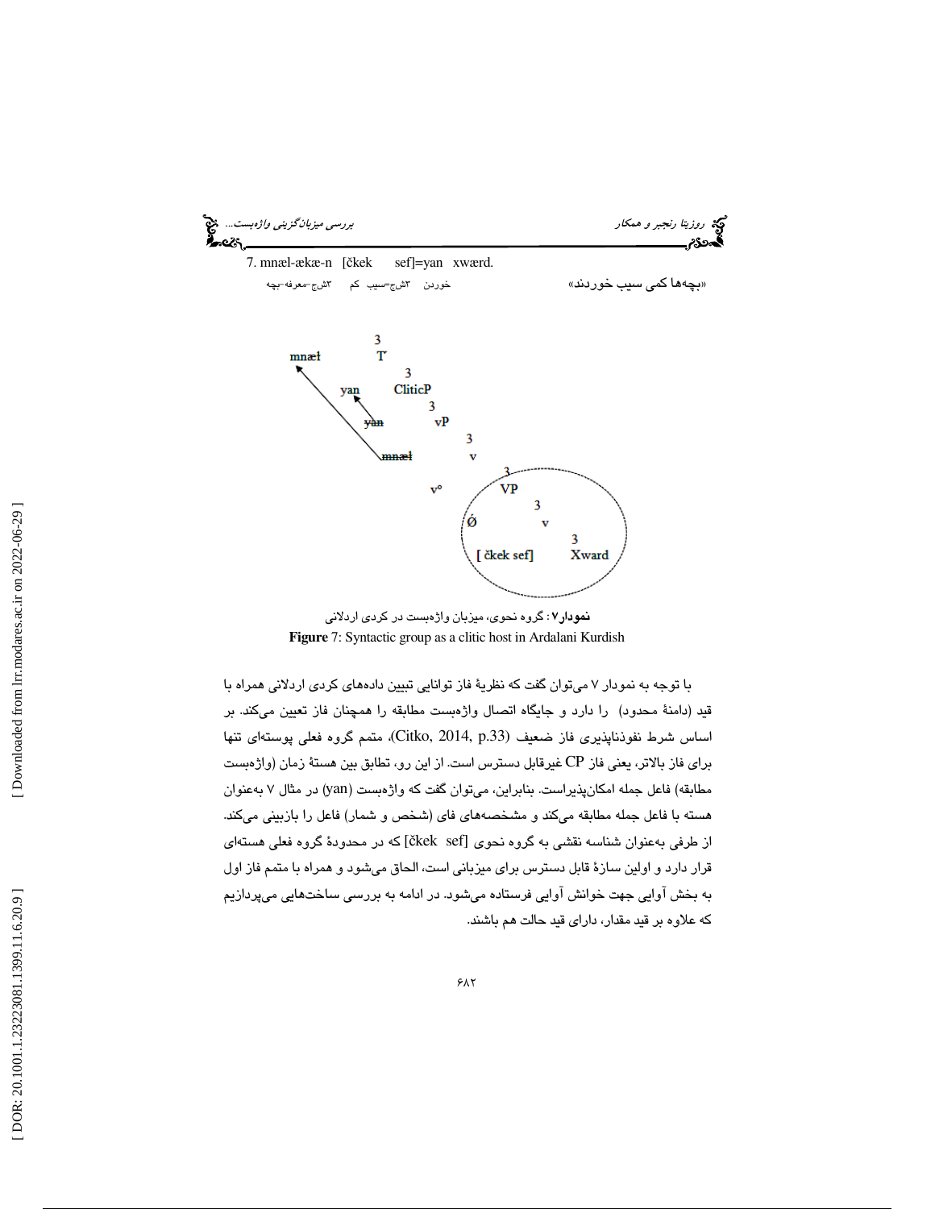7. mnæl-ækæ-n [čkek sef]=yan xwærd.

خوردن ۳شج=سیب کم ۳شج-معرفه-بچه «بچه‌ها کمی سیب خوردند»

نمودار۷: گروه نحوی، میزبان واژه‌بست در کردی اردلانی

**Figure** 7: Syntactic group as a clitic host in Ardalani Kurdish

با توجه به نمودار ۷ می‌توان گفت که نظریهٔ فاز توانایی تبیین داده‌های کردی اردلانی همراه با قید (دامنهٔ محدود) را دارد و جایگاه اتصال واژه‌بست مطابقه را همچنان فاز تعیین می‌کند. بر اساس شرط نفوذناپذیری فاز ضعیف (Citko, 2014, p.33)، متمم گروه فعلی پوسته‌ای تنها برای فاز بالاتر، یعنی فاز CP غیرقابل دسترس است. از این رو، تطابق بین هستهٔ زمان (واژه‌بست مطابقه) فاعل جمله امکان‌پذیراست. بنابراین، می‌توان گفت که واژه‌بست (yan) در مثال ۷ به‌عنوان هسته با فاعل جمله مطابقه می‌کند و مشخصه‌های فای (شخص و شمار) فاعل را بازبینی می‌کند. از طرفی به‌عنوان شناسه نقشی به گروه نحوی [čkek sef] که در محدودهٔ گروه فعلی هسته‌ای قرار دارد و اولین سازهٔ قابل دسترس برای میزبانی است، الحاق می‌شود و همراه با متمم فاز اول به بخش آوایی جهت خوانش آوایی فرستاده می‌شود. در ادامه به بررسی ساخت‌هایی می‌پردازیم که علاوه بر قید مقدار، دارای قید حالت هم باشند.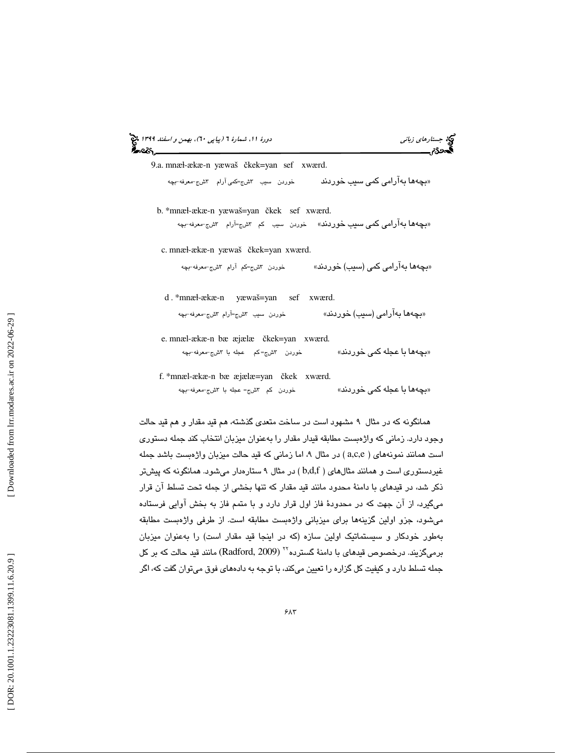9.a. mnæɫ-ækæ-n yæwaš čkek=yan sef xwærd.

خوردن سیب ۳ش‌ج=کمی آرام ۳ش‌ج-معرفه-بچه «بچه‌ها به‌آرامی کمی سیب خوردند

b. *mnæɫ-ækæ-n yæwaš=yan čkek sef xwærd.

خوردن سیب کم ۳ش‌ج=آرام ۳ش‌ج-معرفه-بچه «بچه‌ها به‌آرامی کمی سیب خوردند»

c. mnæɫ-ækæ-n yæwaš čkek=yan xwærd.

خوردن ۳ش‌ج=کم آرام ۳ش‌ج-معرفه-بچه «بچه‌ها به‌آرامی کمی (سیب) خوردند»

d. *mnæɫ-ækæ-n yæwaš=yan sef xwærd.

خوردن سیب ۳ش‌ج=آرام ۳ش‌ج-معرفه-بچه «بچه‌ها به‌آرامی (سیب) خوردند»

e. mnæɫ-ækæ-n bæ æjælæ čkek=yan xwærd.

خوردن ۳ش‌ج=کم عجله با ۳ش‌ج-معرفه-بچه «بچه‌ها با عجله کمی خوردند»

f. *mnæɫ-ækæ-n bæ æjælæ=yan čkek xwærd.

خوردن کم ۳ش‌ج= عجله با ۳ش‌ج-معرفه-بچه «بچه‌ها با عجله کمی خوردند»

همانگونه که در مثال ۹ مشهود است در ساخت متعدی گذشته، هم قید مقدار و هم قید حالت وجود دارد. زمانی که واژه‌بست مطابقه قیدار مقدار را به‌عنوان میزبان انتخاب کند جمله دستوری است همانند نمونه‌های ( a,c,e ) در مثال ۹، اما زمانی که قید حالت میزبان واژه‌بست باشد جمله غیردستوری است و همانند مثال‌های ( b,d,f ) در مثال ۹ ستاره‌دار می‌شود. همانگونه که پیش‌تر ذکر شد، در قیدهای با دامنۀ محدود مانند قید مقدار که تنها بخشی از جمله تحت تسلط آن قرار می‌گیرد، از آن جهت که در محدودۀ فاز اول قرار دارد و با متمم فاز به بخش آوایی فرستاده می‌شود، جزو اولین گزینه‌ها برای میزبانی واژه‌بست مطابقه است. از طرفی واژه‌بست مطابقه به‌طور خودکار و سیستماتیک اولین سازه (که در اینجا قید مقدار است) را به‌عنوان میزبان برمی‌گزیند. درخصوص قیدهای با دامنۀ گسترده[22] (Radford, 2009) مانند قید حالت که بر کل جمله تسلط دارد و کیفیت کل گزاره را تعیین می‌کند، با توجه به داده‌های فوق می‌توان گفت که، اگر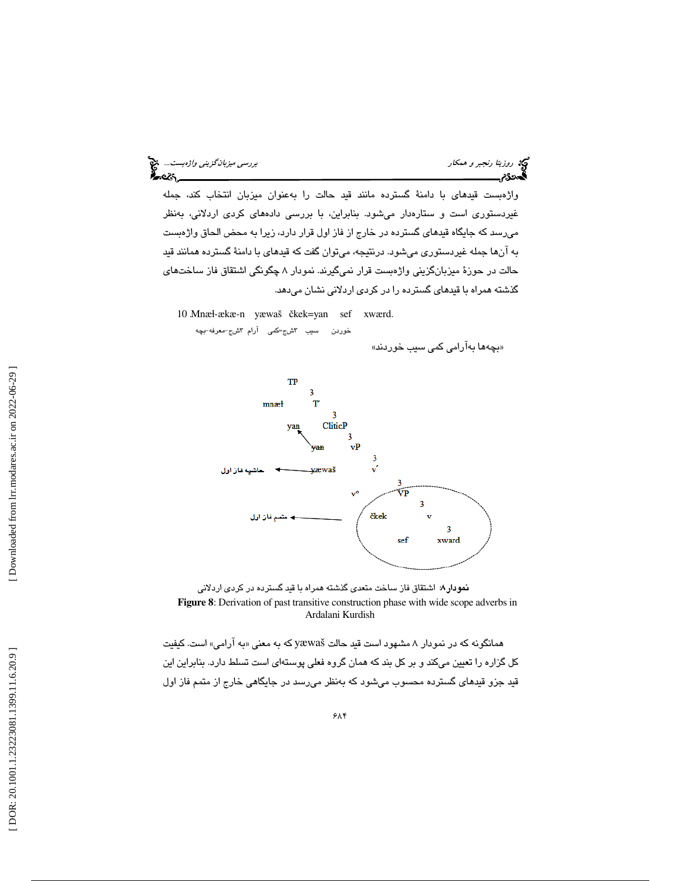واژه‌بست قیدهای با دامنهٔ گسترده مانند قید حالت را به‌عنوان میزبان انتخاب کند، جمله غیردستوری است و ستاره‌دار می‌شود. بنابراین، با بررسی داده‌های کردی اردلانی، به‌نظر می‌رسد که جایگاه قیدهای گسترده در خارج از فاز اول قرار دارد، زیرا به محض الحاق واژه‌بست به آن‌ها جمله غیردستوری می‌شود. درنتیجه، می‌توان گفت که قیدهای با دامنهٔ گسترده همانند قید حالت در حوزهٔ میزبان‌گزینی واژه‌بست قرار نمی‌گیرند. نمودار ۸ چگونگی اشتقاق فاز ساخت‌های گذشته همراه با قیدهای گسترده را در کردی اردلانی نشان می‌دهد.

10. Mnæɫ-ækæ-n   yæwaš   čkek=yan   sef   xwærd.

بچه-معرفه-۳شج   آرام   کمی=۳شج   سیب   خوردن

«بچه‌ها به‌آرامی کمی سیب خوردند»

```
TP
├── mnæɫ
└── T'
    ├── yan
    └── CliticP
        ├── yan (moved to yan above)
        └── vP
            ├── yæwaš  ──► حاشیه فاز اول
            └── v'
                ├── v°
                └── VP   ◄── متمم فاز اول (circled)
                    ├── čkek
                    └── v
                        ├── sef
                        └── xward
```

**نمودار۸**: اشتقاق فاز ساخت متعدی گذشته همراه با قید گسترده در کردی اردلانی

**Figure 8**: Derivation of past transitive construction phase with wide scope adverbs in Ardalani Kurdish

همانگونه که در نمودار ۸ مشهود است قید حالت yæwaš که به معنی «به آرامی» است. کیفیت کل گزاره را تعیین می‌کند و بر کل بند که همان گروه فعلی پوسته‌ای است تسلط دارد. بنابراین این قید جزو قیدهای گسترده محسوب می‌شود که به‌نظر می‌رسد در جایگاهی خارج از متمم فاز اول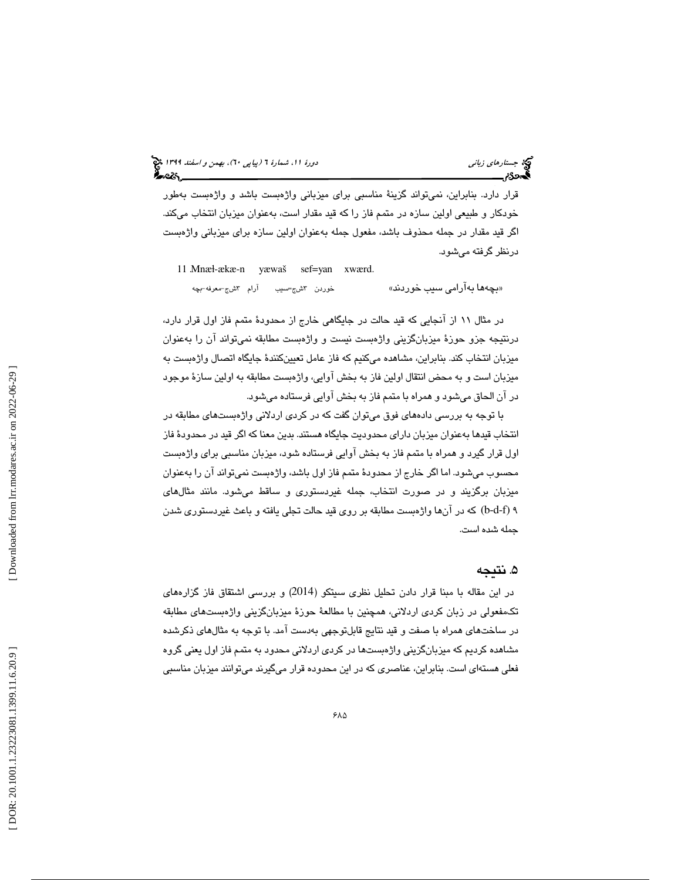قرار دارد. بنابراین، نمی‌تواند گزینهٔ مناسبی برای میزبانی واژه‌بست باشد و واژه‌بست به‌طور خودکار و طبیعی اولین سازه در متمم فاز را که قید مقدار است، به‌عنوان میزبان انتخاب می‌کند. اگر قید مقدار در جمله محذوف باشد، مفعول جمله به‌عنوان اولین سازه برای میزبانی واژه‌بست درنظر گرفته می‌شود.

11. Mnæł-ækæ-n yæwaš sef=yan xwærd.

بچه-معرفه-۳شج آرام سیب=۳شج خوردن

«بچه‌ها به‌آرامی سیب خوردند»

در مثال ۱۱ از آنجایی که قید حالت در جایگاهی خارج از محدودهٔ متمم فاز اول قرار دارد، درنتیجه جزو حوزهٔ میزبان‌گزینی واژه‌بست نیست و واژه‌بست مطابقه نمی‌تواند آن را به‌عنوان میزبان انتخاب کند. بنابراین، مشاهده می‌کنیم که فاز عامل تعیین‌کنندهٔ جایگاه اتصال واژه‌بست به میزبان است و به محض انتقال اولین فاز به بخش آوایی، واژه‌بست مطابقه به اولین سازهٔ موجود در آن الحاق می‌شود و همراه با متمم فاز به بخش آوایی فرستاده می‌شود.

با توجه به بررسی داده‌های فوق می‌توان گفت که در کردی اردلانی واژه‌بست‌های مطابقه در انتخاب قیدها به‌عنوان میزبان دارای محدودیت جایگاه هستند. بدین معنا که اگر قید در محدودهٔ فاز اول قرار گیرد و همراه با متمم فاز به بخش آوایی فرستاده شود، میزبان مناسبی برای واژه‌بست محسوب می‌شود. اما اگر خارج از محدودهٔ متمم فاز اول باشد، واژه‌بست نمی‌تواند آن را به‌عنوان میزبان برگزیند و در صورت انتخاب، جمله غیردستوری و ساقط می‌شود. مانند مثال‌های ۹ (b-d-f) که در آن‌ها واژه‌بست مطابقه بر روی قید حالت تجلی یافته و باعث غیردستوری شدن جمله شده است.

## ۵. نتیجه

در این مقاله با مبنا قرار دادن تحلیل نظری سیتکو (2014) و بررسی اشتقاق فاز گزاره‌های تک‌مفعولی در زبان کردی اردلانی، همچنین با مطالعهٔ حوزهٔ میزبان‌گزینی واژه‌بست‌های مطابقه در ساخت‌های همراه با صفت و قید نتایج قابل‌توجهی به‌دست آمد. با توجه به مثال‌های ذکرشده مشاهده کردیم که میزبان‌گزینی واژه‌بست‌ها در کردی اردلانی محدود به متمم فاز اول یعنی گروه فعلی هسته‌ای است. بنابراین، عناصری که در این محدوده قرار می‌گیرند می‌توانند میزبان مناسبی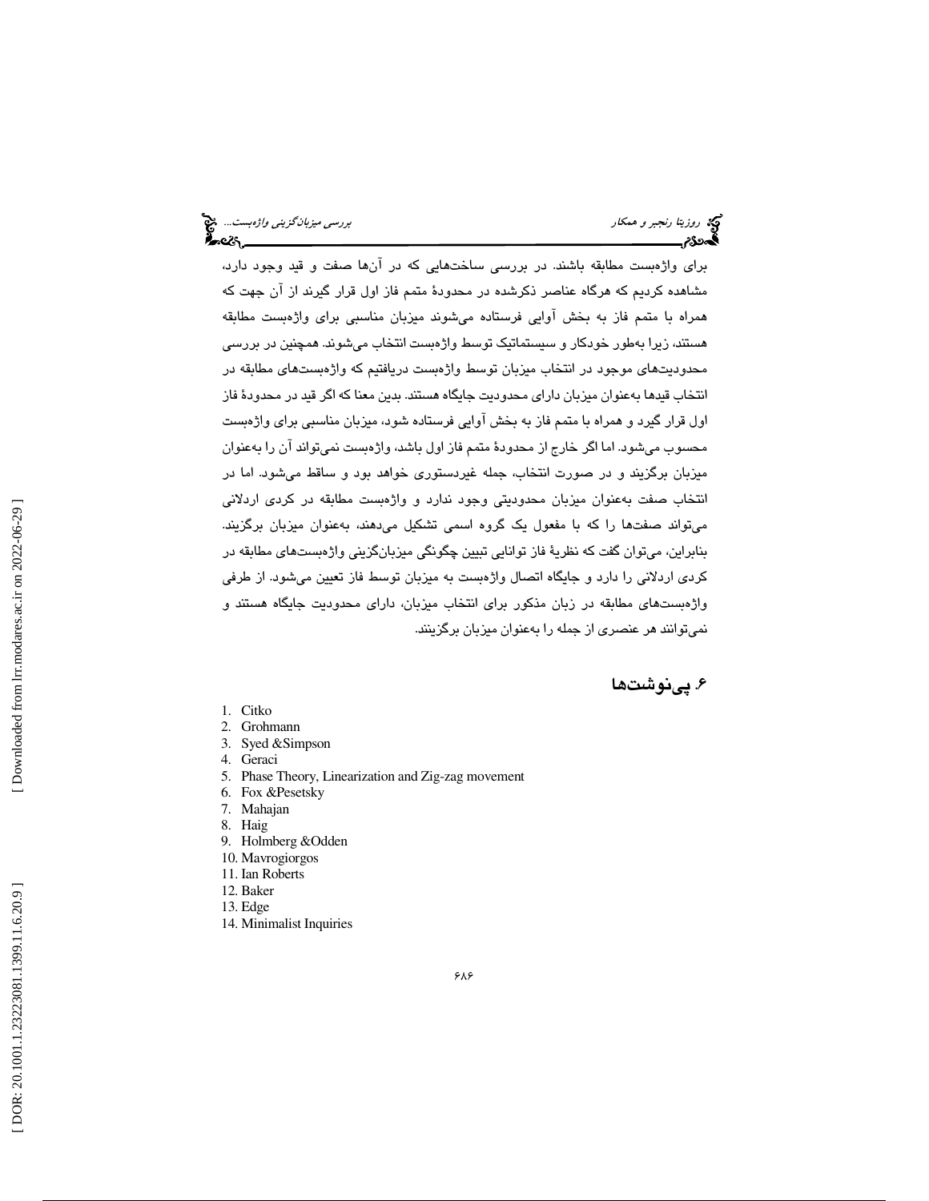برای واژه‌بست مطابقه باشند. در بررسی ساخت‌هایی که در آن‌ها صفت و قید وجود دارد، مشاهده کردیم که هرگاه عناصر ذکرشده در محدودهٔ متمم فاز اول قرار گیرند از آن جهت که همراه با متمم فاز به بخش آوایی فرستاده می‌شوند میزبان مناسبی برای واژه‌بست مطابقه هستند، زیرا به‌طور خودکار و سیستماتیک توسط واژه‌بست انتخاب می‌شوند. همچنین در بررسی محدودیت‌های موجود در انتخاب میزبان توسط واژه‌بست دریافتیم که واژه‌بست‌های مطابقه در انتخاب قیدها به‌عنوان میزبان دارای محدودیت جایگاه هستند. بدین معنا که اگر قید در محدودهٔ فاز اول قرار گیرد و همراه با متمم فاز به بخش آوایی فرستاده شود، میزبان مناسبی برای واژه‌بست محسوب می‌شود. اما اگر خارج از محدودهٔ متمم فاز اول باشد، واژه‌بست نمی‌تواند آن را به‌عنوان میزبان برگزیند و در صورت انتخاب، جمله غیردستوری خواهد بود و ساقط می‌شود. اما در انتخاب صفت به‌عنوان میزبان محدودیتی وجود ندارد و واژه‌بست مطابقه در کردی اردلانی می‌تواند صفت‌ها را که با مفعول یک گروه اسمی تشکیل می‌دهند، به‌عنوان میزبان برگزیند. بنابراین، می‌توان گفت که نظریهٔ فاز توانایی تبیین چگونگی میزبان‌گزینی واژه‌بست‌های مطابقه در کردی اردلانی را دارد و جایگاه اتصال واژه‌بست به میزبان توسط فاز تعیین می‌شود. از طرفی واژه‌بست‌های مطابقه در زبان مذکور برای انتخاب میزبان، دارای محدودیت جایگاه هستند و نمی‌توانند هر عنصری از جمله را به‌عنوان میزبان برگزینند.

## ۶. پی‌نوشت‌ها

1. Citko
2. Grohmann
3. Syed &Simpson
4. Geraci
5. Phase Theory, Linearization and Zig-zag movement
6. Fox &Pesetsky
7. Mahajan
8. Haig
9. Holmberg &Odden
10. Mavrogiorgos
11. Ian Roberts
12. Baker
13. Edge
14. Minimalist Inquiries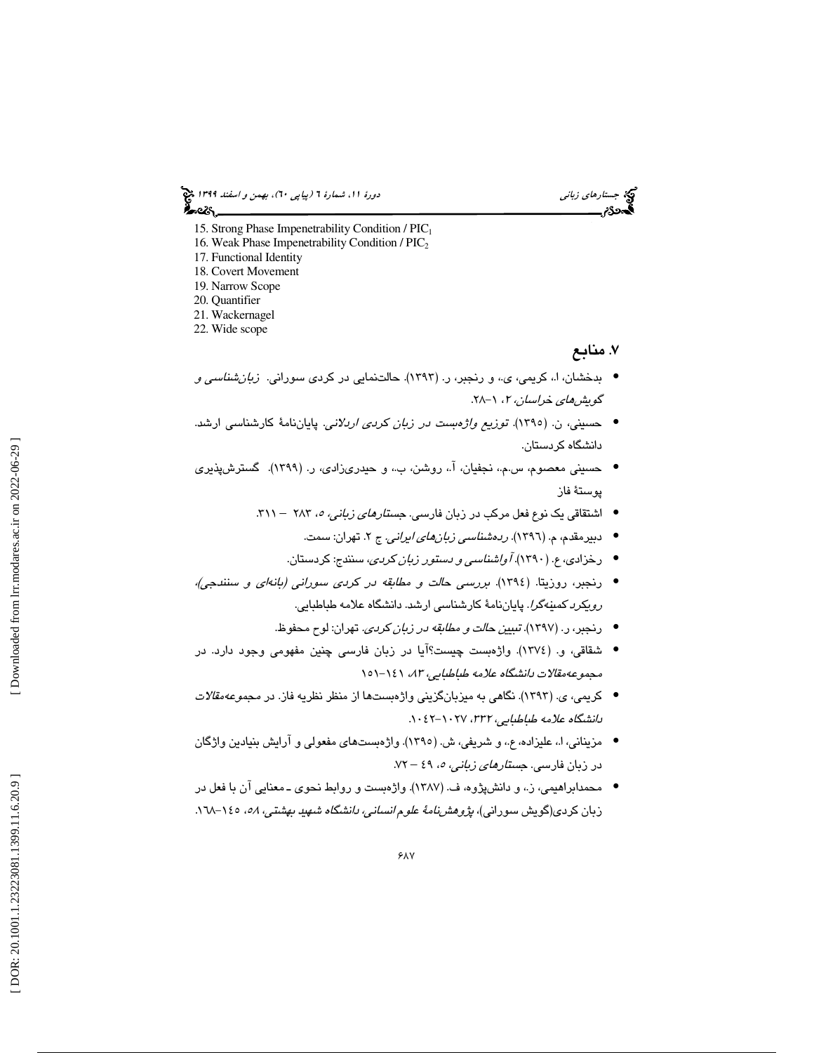15. Strong Phase Impenetrability Condition / $PIC_1$
16. Weak Phase Impenetrability Condition / $PIC_2$
17. Functional Identity
18. Covert Movement
19. Narrow Scope
20. Quantifier
21. Wackernagel
22. Wide scope

## ۷. منابع

- بدخشان، ا.، کریمی، ی.، و رنجبر، ر. (۱۳۹۳). حالت‌نمایی در کردی سورانی. *زبان‌شناسی و گویش‌های خراسان*، ۲، ۱–۲۸.
- حسینی، ن. (۱۳۹۵). *توزیع واژه‌بست در زبان کردی اردلانی*. پایان‌نامهٔ کارشناسی ارشد. دانشگاه کردستان.
- حسینی معصوم، س.م.، نجفیان، آ.، روشن، ب.، و حیدری‌زادی، ر. (۱۳۹۹). گسترش‌پذیری پوستهٔ فاز
- اشتقاقی یک نوع فعل مرکب در زبان فارسی. *جستارهای زبانی*، ۵، ۲۸۳ – ۳۱۱.
- دبیرمقدم، م. (۱۳۹٦). *رده‌شناسی زبان‌های ایرانی*. ج ۲. تهران: سمت.
- رخزادی، ع. (۱۳۹۰). *آواشناسی و دستور زبان کردی*، سنندج: کردستان.
- رنجبر، روزیتا. (۱۳۹٤). *بررسی حالت و مطابقه در کردی سورانی (بانه‌ای و سنندجی)، رویکرد کمینه‌گرا*. پایان‌نامهٔ کارشناسی ارشد. دانشگاه علامه طباطبایی.
- رنجبر، ر. (۱۳۹۷). *تبیین حالت و مطابقه در زبان کردی*. تهران: لوح محفوظ.
- شقاقی، و. (۱۳۷٤). واژه‌بست چیست؟آیا در زبان فارسی چنین مفهومی وجود دارد. در *مجموعه‌مقالات دانشگاه علامه طباطبایی*، ۸۳، ۱٤۱–۱۵۱
- کریمی، ی. (۱۳۹۳). نگاهی به میزبان‌گزینی واژه‌بست‌ها از منظر نظریه فاز. در *مجموعه‌مقالات دانشگاه علامه طباطبایی*، ۳۳۲، ۱۰۲۷–۱۰٤۲.
- مزینانی، ا.، علیزاده، ع.، و شریفی، ش. (۱۳۹۵). واژه‌بست‌های مفعولی و آرایش بنیادین واژگان در زبان فارسی. *جستارهای زبانی*، ۵، ٤۹ – ۷۲.
- محمدابراهیمی، ز.، و دانش‌پژوه، ف. (۱۳۸۷). واژه‌بست و روابط نحوی ـ معنایی آن با فعل در زبان کردی(گویش سورانی)، *پژوهش‌نامهٔ علوم انسانی، دانشگاه شهید بهشتی*، ۵۸، ۱٤۵–۱٦۸.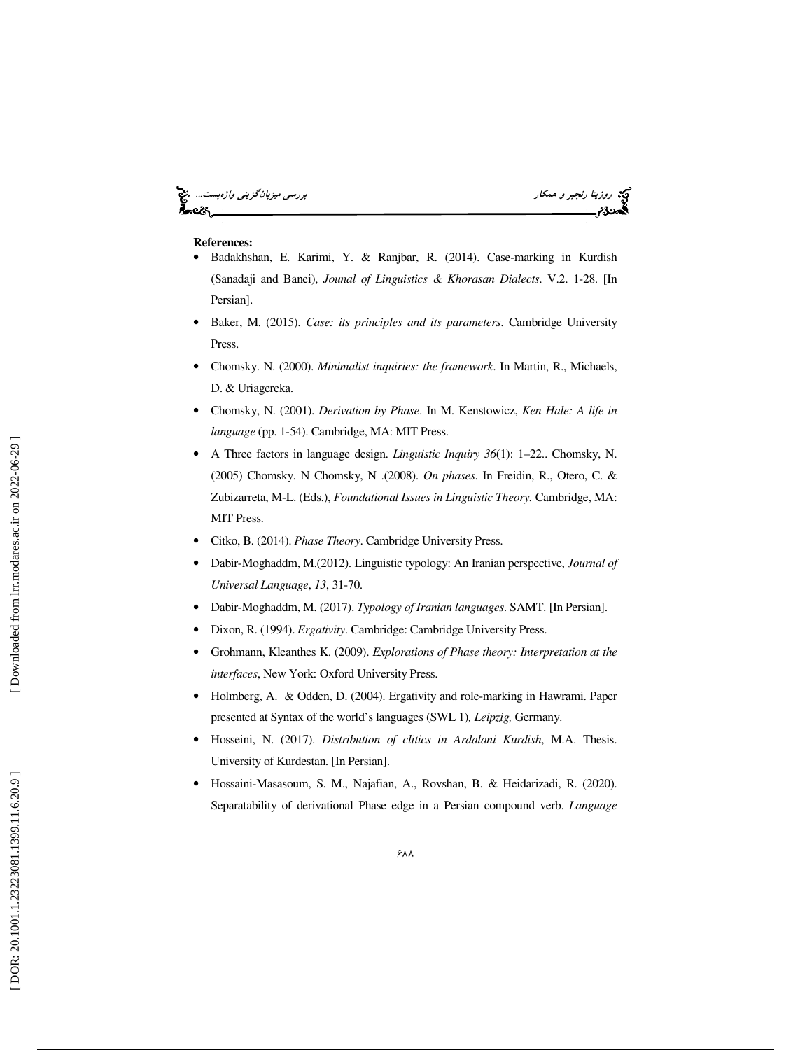**References:**

- Badakhshan, E. Karimi, Y. & Ranjbar, R. (2014). Case-marking in Kurdish (Sanadaji and Banei), *Jounal of Linguistics & Khorasan Dialects*. V.2. 1-28. [In Persian].
- Baker, M. (2015). *Case: its principles and its parameters*. Cambridge University Press.
- Chomsky. N. (2000). *Minimalist inquiries: the framework*. In Martin, R., Michaels, D. & Uriagereka.
- Chomsky, N. (2001). *Derivation by Phase*. In M. Kenstowicz, *Ken Hale: A life in language* (pp. 1-54). Cambridge, MA: MIT Press.
- A Three factors in language design. *Linguistic Inquiry 36*(1): 1–22.. Chomsky, N. (2005) Chomsky. N Chomsky, N .(2008). *On phases*. In Freidin, R., Otero, C. & Zubizarreta, M-L. (Eds.), *Foundational Issues in Linguistic Theory.* Cambridge, MA: MIT Press.
- Citko, B. (2014). *Phase Theory*. Cambridge University Press.
- Dabir-Moghaddm, M.(2012). Linguistic typology: An Iranian perspective, *Journal of Universal Language*, *13*, 31-70.
- Dabir-Moghaddm, M. (2017). *Typology of Iranian languages*. SAMT. [In Persian].
- Dixon, R. (1994). *Ergativity*. Cambridge: Cambridge University Press.
- Grohmann, Kleanthes K. (2009). *Explorations of Phase theory: Interpretation at the interfaces*, New York: Oxford University Press.
- Holmberg, A. & Odden, D. (2004). Ergativity and role-marking in Hawrami. Paper presented at Syntax of the world's languages (SWL 1)*, Leipzig,* Germany.
- Hosseini, N. (2017). *Distribution of clitics in Ardalani Kurdish*, M.A. Thesis. University of Kurdestan. [In Persian].
- Hossaini-Masasoum, S. M., Najafian, A., Rovshan, B. & Heidarizadi, R. (2020). Separatability of derivational Phase edge in a Persian compound verb. *Language*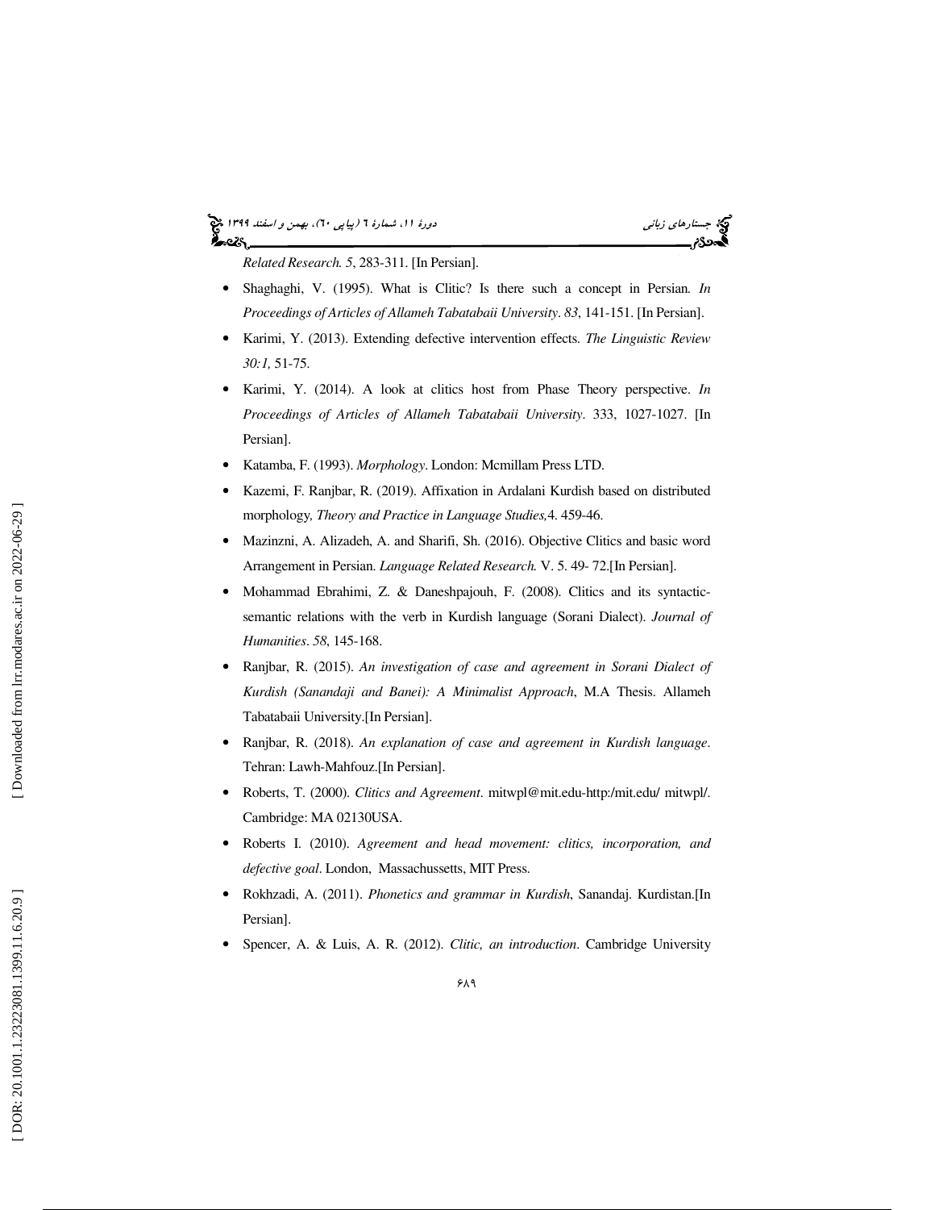*Related Research. 5*, 283-311. [In Persian].

- Shaghaghi, V. (1995). What is Clitic? Is there such a concept in Persian. *In Proceedings of Articles of Allameh Tabatabaii University*. *83*, 141-151. [In Persian].
- Karimi, Y. (2013). Extending defective intervention effects. *The Linguistic Review 30:1,* 51-75.
- Karimi, Y. (2014). A look at clitics host from Phase Theory perspective. *In Proceedings of Articles of Allameh Tabatabaii University*. 333, 1027-1027. [In Persian].
- Katamba, F. (1993). *Morphology*. London: Mcmillam Press LTD.
- Kazemi, F. Ranjbar, R. (2019). Affixation in Ardalani Kurdish based on distributed morphology*, Theory and Practice in Language Studies,*4. 459-46.
- Mazinzni, A. Alizadeh, A. and Sharifi, Sh. (2016). Objective Clitics and basic word Arrangement in Persian. *Language Related Research.* V. 5. 49- 72.[In Persian].
- Mohammad Ebrahimi, Z. & Daneshpajouh, F. (2008). Clitics and its syntactic-semantic relations with the verb in Kurdish language (Sorani Dialect). *Journal of Humanities*. *58*, 145-168.
- Ranjbar, R. (2015). *An investigation of case and agreement in Sorani Dialect of Kurdish (Sanandaji and Banei): A Minimalist Approach*, M.A Thesis. Allameh Tabatabaii University.[In Persian].
- Ranjbar, R. (2018). *An explanation of case and agreement in Kurdish language*. Tehran: Lawh-Mahfouz.[In Persian].
- Roberts, T. (2000). *Clitics and Agreement*. mitwpl@mit.edu-http:/mit.edu/ mitwpl/. Cambridge: MA 02130USA.
- Roberts I. (2010). *Agreement and head movement: clitics, incorporation, and defective goal*. London, Massachussetts, MIT Press.
- Rokhzadi, A. (2011). *Phonetics and grammar in Kurdish*, Sanandaj. Kurdistan.[In Persian].
- Spencer, A. & Luis, A. R. (2012). *Clitic, an introduction*. Cambridge University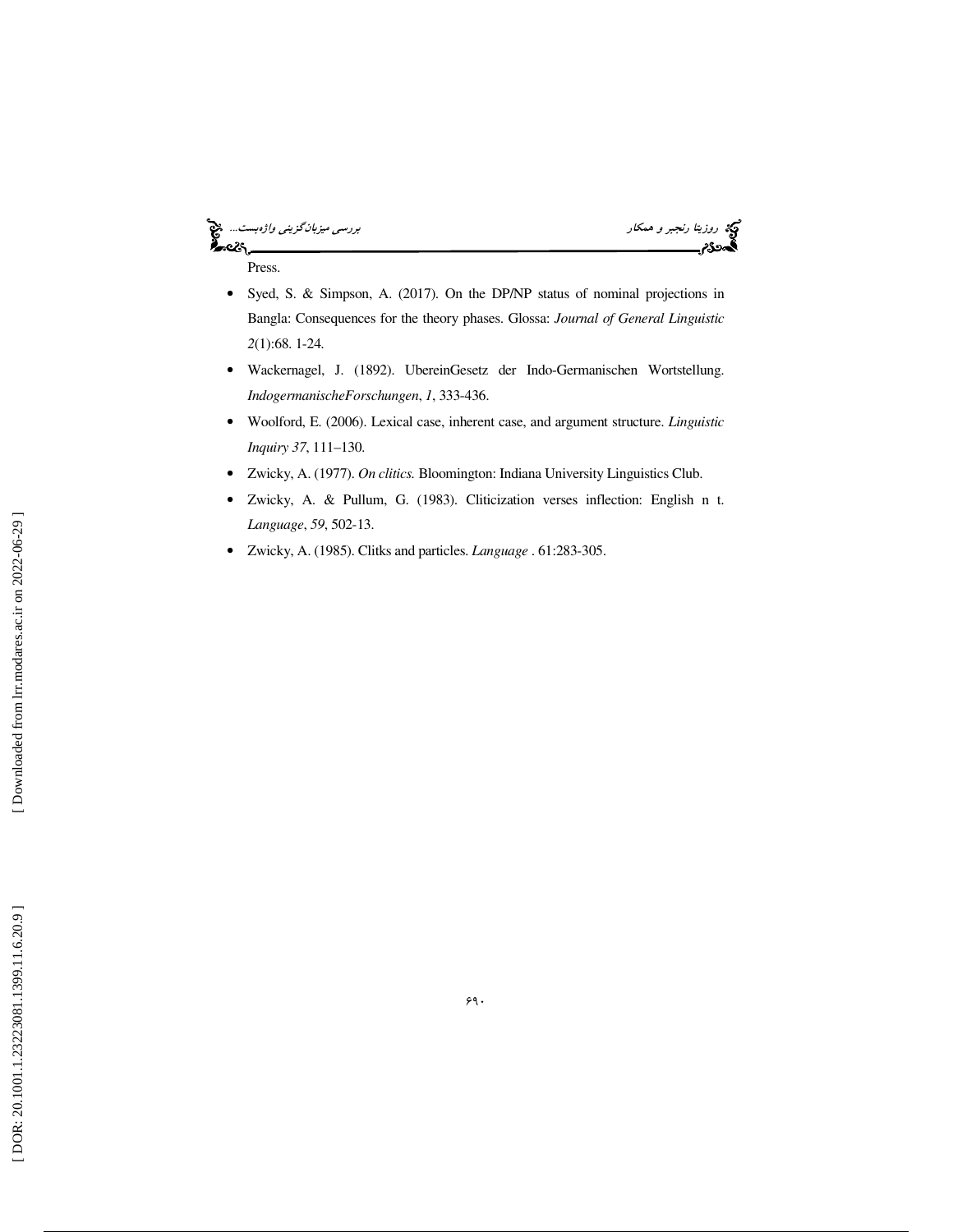Press.

- Syed, S. & Simpson, A. (2017). On the DP/NP status of nominal projections in Bangla: Consequences for the theory phases. Glossa: *Journal of General Linguistic 2*(1):68. 1-24.
- Wackernagel, J. (1892). UebereinGesetz der Indo-Germanischen Wortstellung. *IndogermanischeForschungen*, *1*, 333-436.
- Woolford, E. (2006). Lexical case, inherent case, and argument structure. *Linguistic Inquiry 37*, 111–130.
- Zwicky, A. (1977). *On clitics.* Bloomington: Indiana University Linguistics Club.
- Zwicky, A. & Pullum, G. (1983). Cliticization verses inflection: English n t. *Language*, *59*, 502-13.
- Zwicky, A. (1985). Clitks and particles. *Language* . 61:283-305.